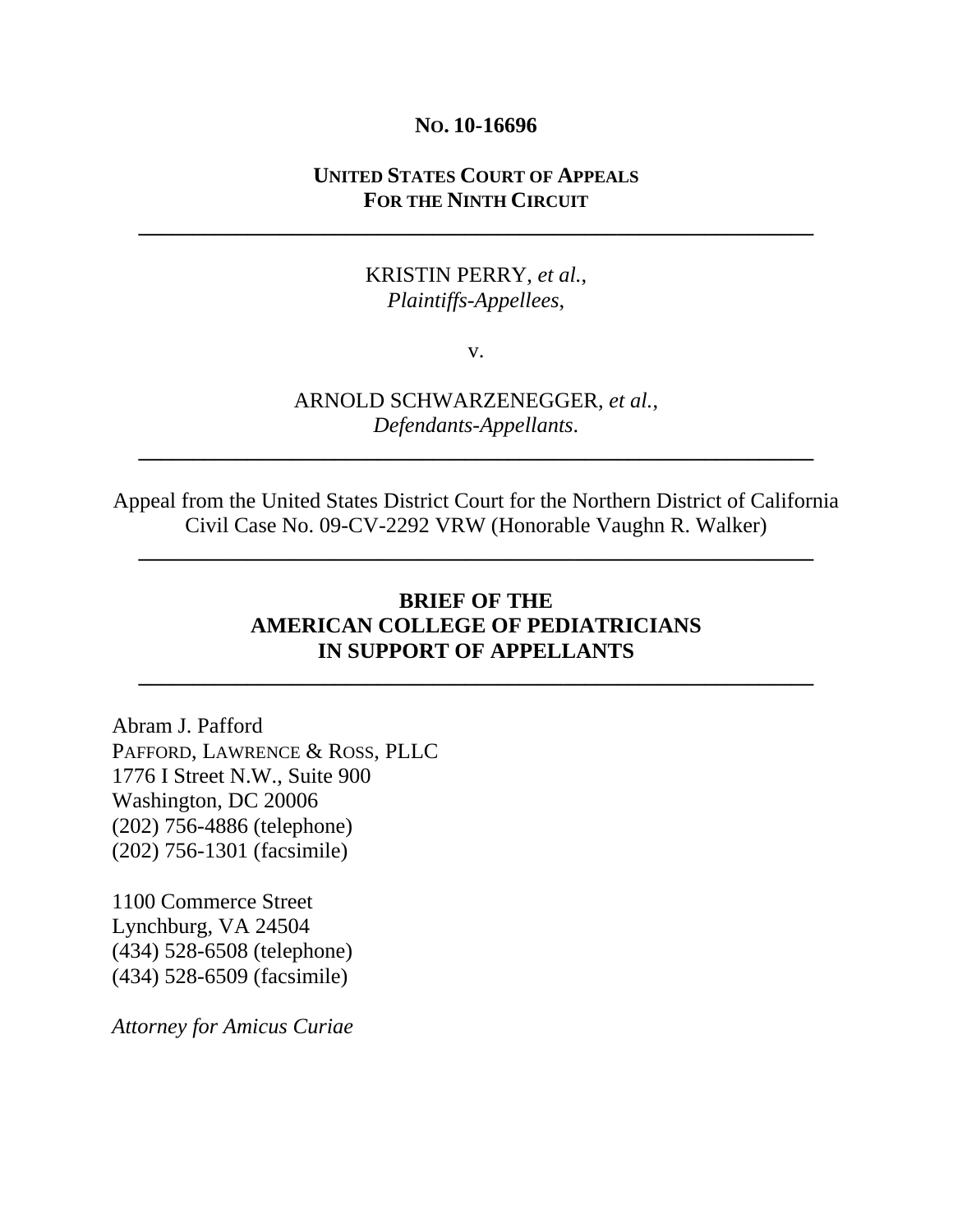**NO. 10-16696**

**UNITED STATES COURT OF APPEALS**
**FOR THE NINTH CIRCUIT**

---

KRISTIN PERRY, *et al.*,
*Plaintiffs-Appellees*,

v.

ARNOLD SCHWARZENEGGER, *et al.*,
*Defendants-Appellants*.

---

Appeal from the United States District Court for the Northern District of California
Civil Case No. 09-CV-2292 VRW (Honorable Vaughn R. Walker)

---

**BRIEF OF THE**
**AMERICAN COLLEGE OF PEDIATRICIANS**
**IN SUPPORT OF APPELLANTS**

---

Abram J. Pafford
PAFFORD, LAWRENCE & ROSS, PLLC
1776 I Street N.W., Suite 900
Washington, DC 20006
(202) 756-4886 (telephone)
(202) 756-1301 (facsimile)

1100 Commerce Street
Lynchburg, VA 24504
(434) 528-6508 (telephone)
(434) 528-6509 (facsimile)

*Attorney for Amicus Curiae*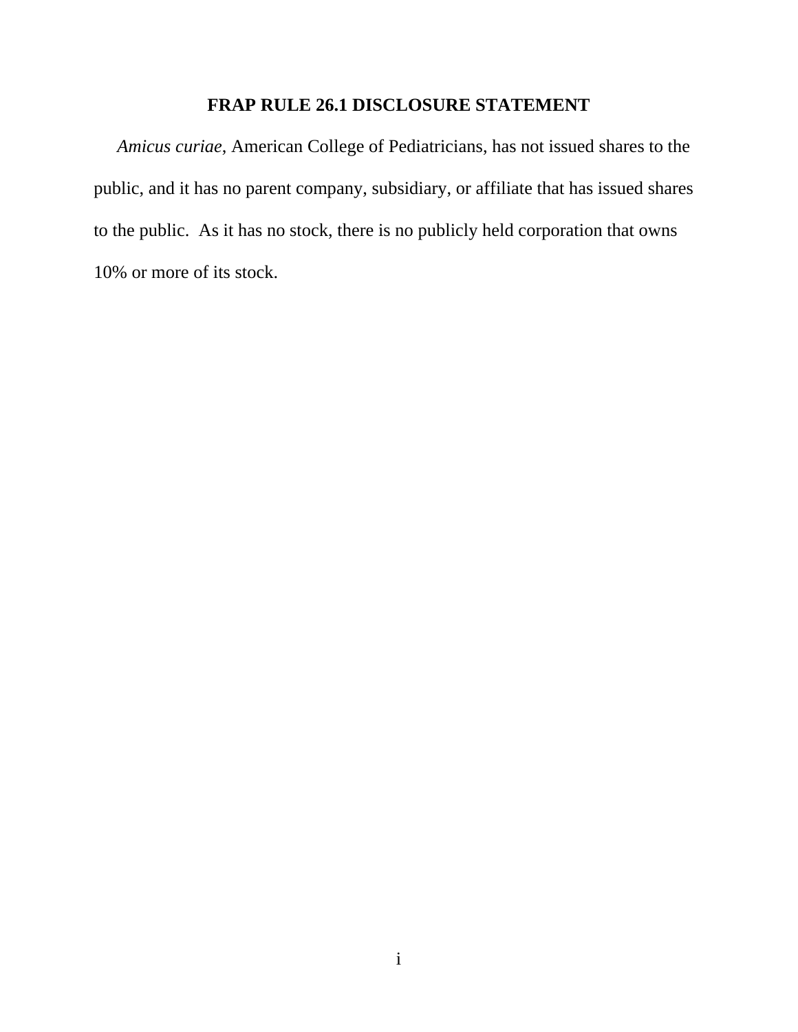## FRAP RULE 26.1 DISCLOSURE STATEMENT

*Amicus curiae*, American College of Pediatricians, has not issued shares to the public, and it has no parent company, subsidiary, or affiliate that has issued shares to the public. As it has no stock, there is no publicly held corporation that owns 10% or more of its stock.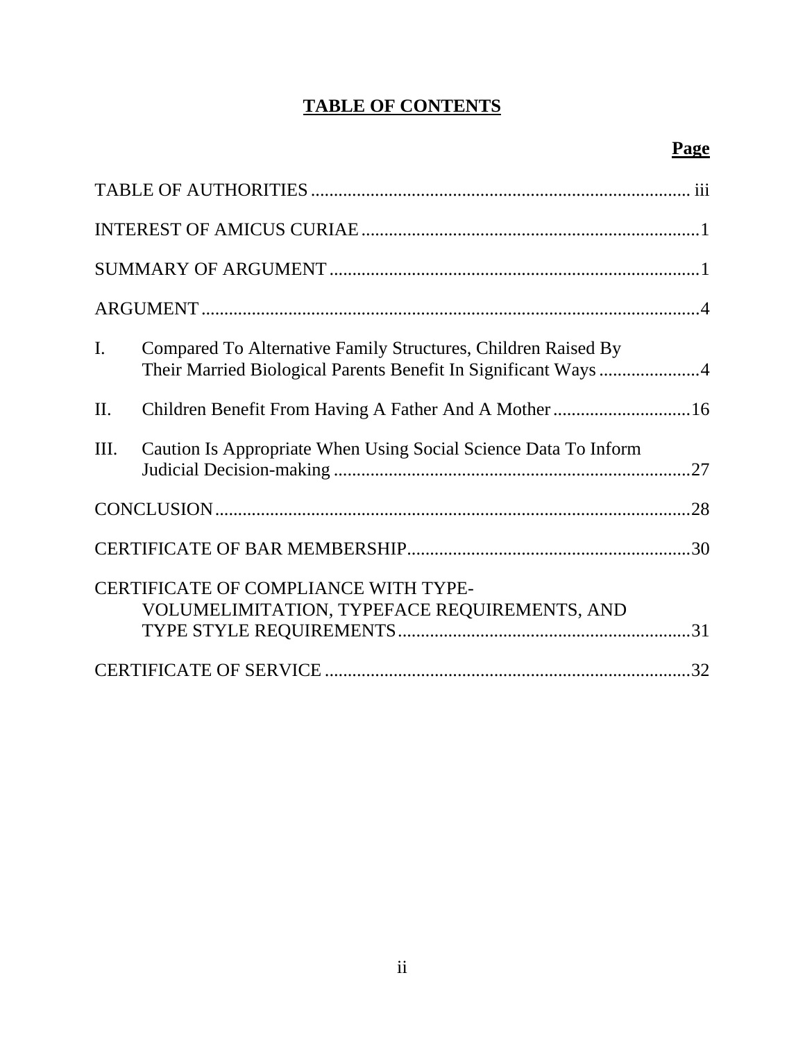# TABLE OF CONTENTS

| | Page |
|---|---|
| TABLE OF AUTHORITIES | iii |
| INTEREST OF AMICUS CURIAE | 1 |
| SUMMARY OF ARGUMENT | 1 |
| ARGUMENT | 4 |
| I. Compared To Alternative Family Structures, Children Raised By Their Married Biological Parents Benefit In Significant Ways | 4 |
| II. Children Benefit From Having A Father And A Mother | 16 |
| III. Caution Is Appropriate When Using Social Science Data To Inform Judicial Decision-making | 27 |
| CONCLUSION | 28 |
| CERTIFICATE OF BAR MEMBERSHIP | 30 |
| CERTIFICATE OF COMPLIANCE WITH TYPE-VOLUMELIMITATION, TYPEFACE REQUIREMENTS, AND TYPE STYLE REQUIREMENTS | 31 |
| CERTIFICATE OF SERVICE | 32 |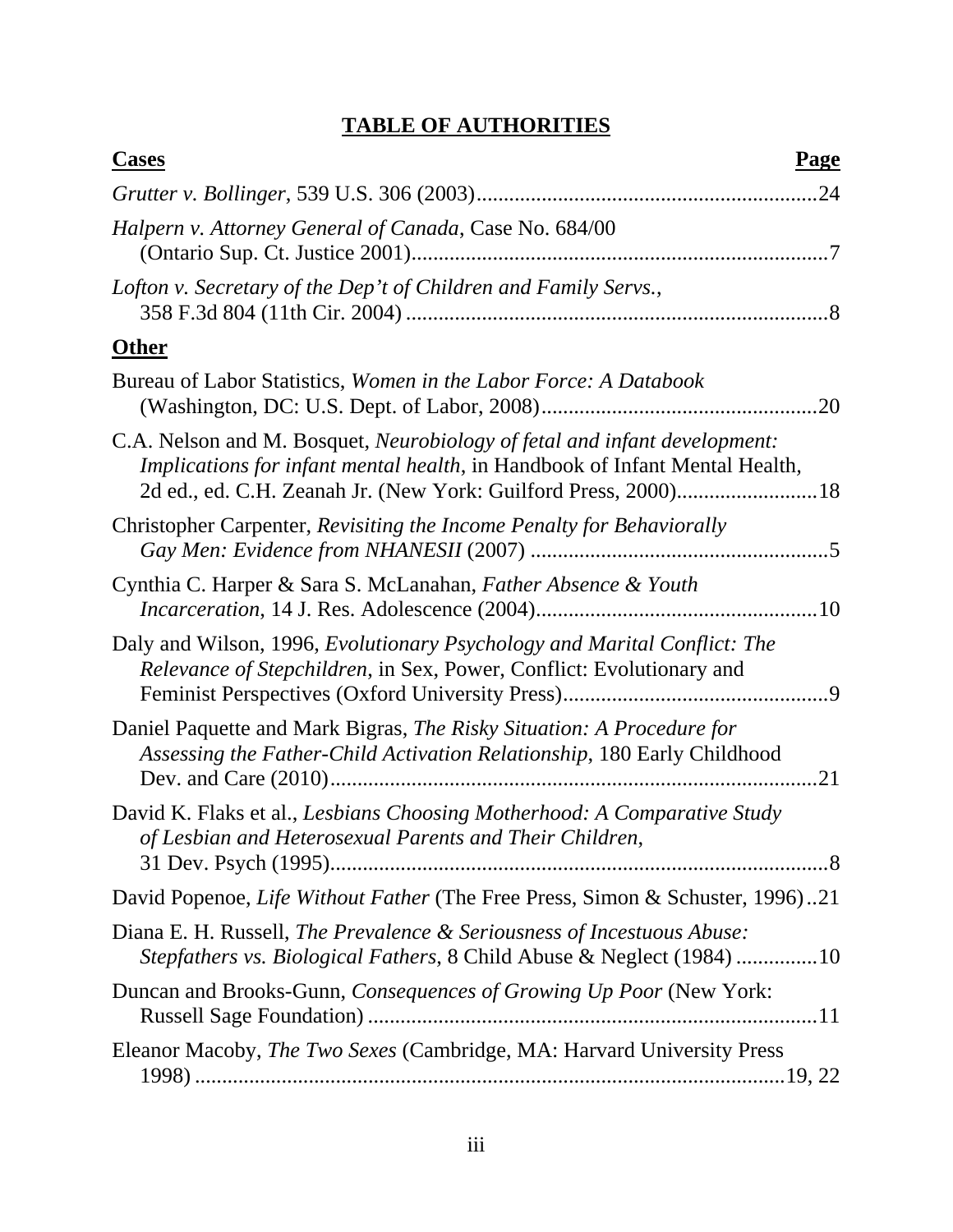# TABLE OF AUTHORITIES

**Cases** | **Page**

*Grutter v. Bollinger*, 539 U.S. 306 (2003)..............................................................24

*Halpern v. Attorney General of Canada*, Case No. 684/00 (Ontario Sup. Ct. Justice 2001)............................................................................7

*Lofton v. Secretary of the Dep't of Children and Family Servs.*, 358 F.3d 804 (11th Cir. 2004) .............................................................................8

**Other**

Bureau of Labor Statistics, *Women in the Labor Force: A Databook* (Washington, DC: U.S. Dept. of Labor, 2008)..................................................20

C.A. Nelson and M. Bosquet, *Neurobiology of fetal and infant development: Implications for infant mental health*, in Handbook of Infant Mental Health, 2d ed., ed. C.H. Zeanah Jr. (New York: Guilford Press, 2000).........................18

Christopher Carpenter, *Revisiting the Income Penalty for Behaviorally Gay Men: Evidence from NHANESII* (2007) ......................................................5

Cynthia C. Harper & Sara S. McLanahan, *Father Absence & Youth Incarceration*, 14 J. Res. Adolescence (2004)...................................................10

Daly and Wilson, 1996, *Evolutionary Psychology and Marital Conflict: The Relevance of Stepchildren*, in Sex, Power, Conflict: Evolutionary and Feminist Perspectives (Oxford University Press)................................................9

Daniel Paquette and Mark Bigras, *The Risky Situation: A Procedure for Assessing the Father-Child Activation Relationship*, 180 Early Childhood Dev. and Care (2010).........................................................................................21

David K. Flaks et al., *Lesbians Choosing Motherhood: A Comparative Study of Lesbian and Heterosexual Parents and Their Children*, 31 Dev. Psych (1995)...........................................................................................8

David Popenoe, *Life Without Father* (The Free Press, Simon & Schuster, 1996)..21

Diana E. H. Russell, *The Prevalence & Seriousness of Incestuous Abuse: Stepfathers vs. Biological Fathers*, 8 Child Abuse & Neglect (1984) ...............10

Duncan and Brooks-Gunn, *Consequences of Growing Up Poor* (New York: Russell Sage Foundation) ..................................................................................11

Eleanor Macoby, *The Two Sexes* (Cambridge, MA: Harvard University Press 1998) .............................................................................................................19, 22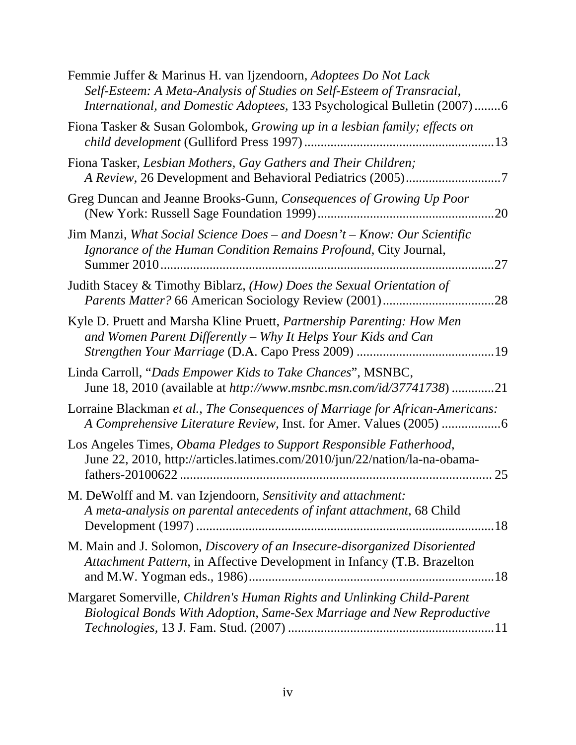Femmie Juffer & Marinus H. van Ijzendoorn, *Adoptees Do Not Lack Self-Esteem: A Meta-Analysis of Studies on Self-Esteem of Transracial, International, and Domestic Adoptees*, 133 Psychological Bulletin (2007)........6

Fiona Tasker & Susan Golombok, *Growing up in a lesbian family; effects on child development* (Gulliford Press 1997)..........................................................13

Fiona Tasker, *Lesbian Mothers, Gay Gathers and Their Children; A Review*, 26 Development and Behavioral Pediatrics (2005).............................7

Greg Duncan and Jeanne Brooks-Gunn, *Consequences of Growing Up Poor* (New York: Russell Sage Foundation 1999)......................................................20

Jim Manzi, *What Social Science Does – and Doesn't – Know: Our Scientific Ignorance of the Human Condition Remains Profound*, City Journal, Summer 2010.....................................................................................................27

Judith Stacey & Timothy Biblarz, *(How) Does the Sexual Orientation of Parents Matter?* 66 American Sociology Review (2001)..................................28

Kyle D. Pruett and Marsha Kline Pruett, *Partnership Parenting: How Men and Women Parent Differently – Why It Helps Your Kids and Can Strengthen Your Marriage* (D.A. Capo Press 2009) ..........................................19

Linda Carroll, "*Dads Empower Kids to Take Chances*", MSNBC, June 18, 2010 (available at *http://www.msnbc.msn.com/id/37741738*) .............21

Lorraine Blackman *et al.*, *The Consequences of Marriage for African-Americans: A Comprehensive Literature Review*, Inst. for Amer. Values (2005) ..................6

Los Angeles Times, *Obama Pledges to Support Responsible Fatherhood*, June 22, 2010, http://articles.latimes.com/2010/jun/22/nation/la-na-obama-fathers-20100622 .............................................................................................. 25

M. DeWolff and M. van Izjendoorn, *Sensitivity and attachment: A meta-analysis on parental antecedents of infant attachment*, 68 Child Development (1997) ...........................................................................................18

M. Main and J. Solomon, *Discovery of an Insecure-disorganized Disoriented Attachment Pattern*, in Affective Development in Infancy (T.B. Brazelton and M.W. Yogman eds., 1986)..........................................................................18

Margaret Somerville, *Children's Human Rights and Unlinking Child-Parent Biological Bonds With Adoption, Same-Sex Marriage and New Reproductive Technologies*, 13 J. Fam. Stud. (2007) ..............................................................11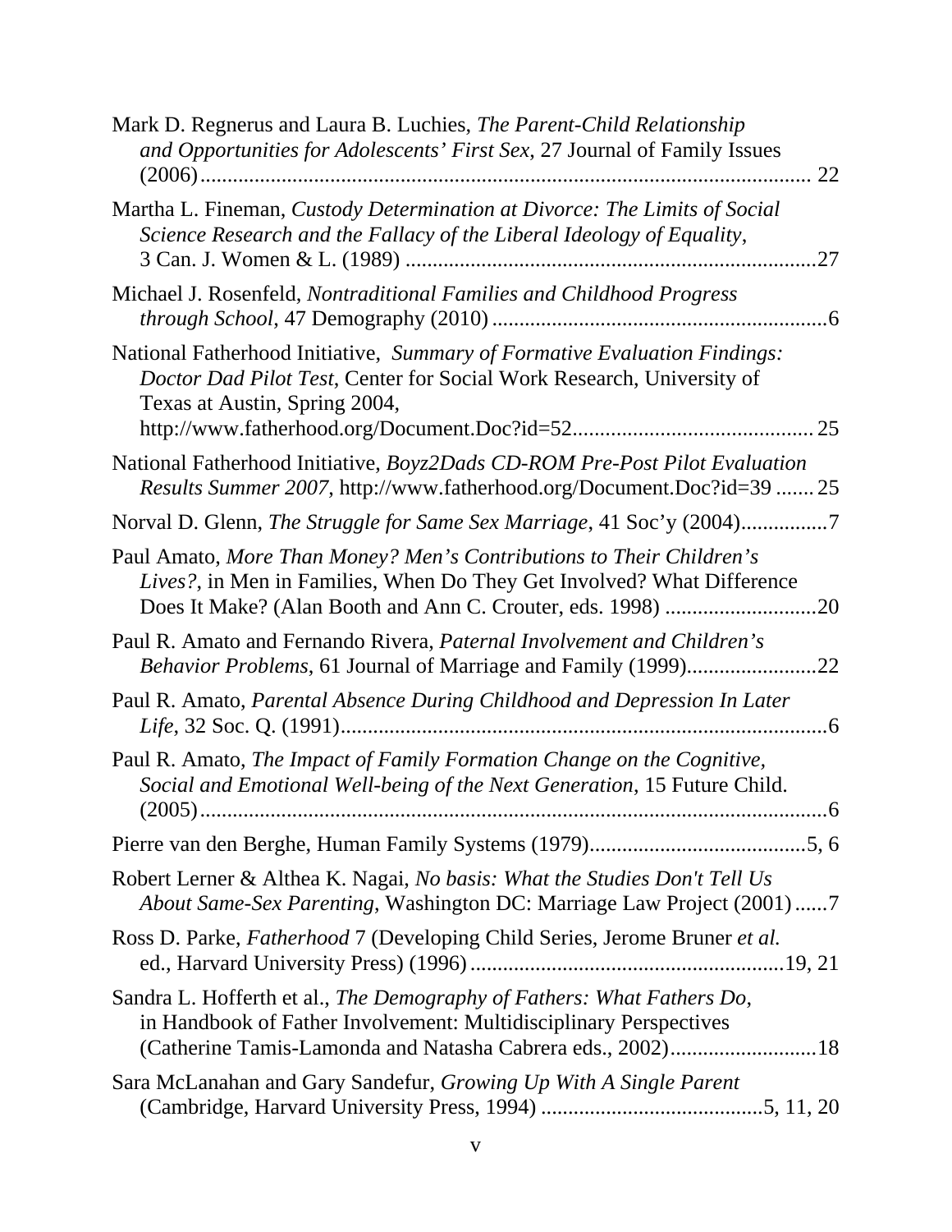Mark D. Regnerus and Laura B. Luchies, *The Parent-Child Relationship and Opportunities for Adolescents' First Sex*, 27 Journal of Family Issues (2006) ................................................................................................ 22

Martha L. Fineman, *Custody Determination at Divorce: The Limits of Social Science Research and the Fallacy of the Liberal Ideology of Equality*, 3 Can. J. Women & L. (1989) ..........................................................................27

Michael J. Rosenfeld, *Nontraditional Families and Childhood Progress through School*, 47 Demography (2010) ............................................................6

National Fatherhood Initiative, *Summary of Formative Evaluation Findings: Doctor Dad Pilot Test*, Center for Social Work Research, University of Texas at Austin, Spring 2004, http://www.fatherhood.org/Document.Doc?id=52............................................ 25

National Fatherhood Initiative, *Boyz2Dads CD-ROM Pre-Post Pilot Evaluation Results Summer 2007*, http://www.fatherhood.org/Document.Doc?id=39 ....... 25

Norval D. Glenn, *The Struggle for Same Sex Marriage*, 41 Soc'y (2004)................7

Paul Amato, *More Than Money? Men's Contributions to Their Children's Lives?*, in Men in Families, When Do They Get Involved? What Difference Does It Make? (Alan Booth and Ann C. Crouter, eds. 1998) ...........................20

Paul R. Amato and Fernando Rivera, *Paternal Involvement and Children's Behavior Problems*, 61 Journal of Marriage and Family (1999)........................22

Paul R. Amato, *Parental Absence During Childhood and Depression In Later Life*, 32 Soc. Q. (1991).........................................................................................6

Paul R. Amato, *The Impact of Family Formation Change on the Cognitive, Social and Emotional Well-being of the Next Generation*, 15 Future Child. (2005)....................................................................................................................6

Pierre van den Berghe, Human Family Systems (1979)........................................5, 6

Robert Lerner & Althea K. Nagai, *No basis: What the Studies Don't Tell Us About Same-Sex Parenting*, Washington DC: Marriage Law Project (2001) ......7

Ross D. Parke, *Fatherhood* 7 (Developing Child Series, Jerome Bruner *et al.* ed., Harvard University Press) (1996) .........................................................19, 21

Sandra L. Hofferth et al., *The Demography of Fathers: What Fathers Do*, in Handbook of Father Involvement: Multidisciplinary Perspectives (Catherine Tamis-Lamonda and Natasha Cabrera eds., 2002)...........................18

Sara McLanahan and Gary Sandefur, *Growing Up With A Single Parent* (Cambridge, Harvard University Press, 1994) ........................................5, 11, 20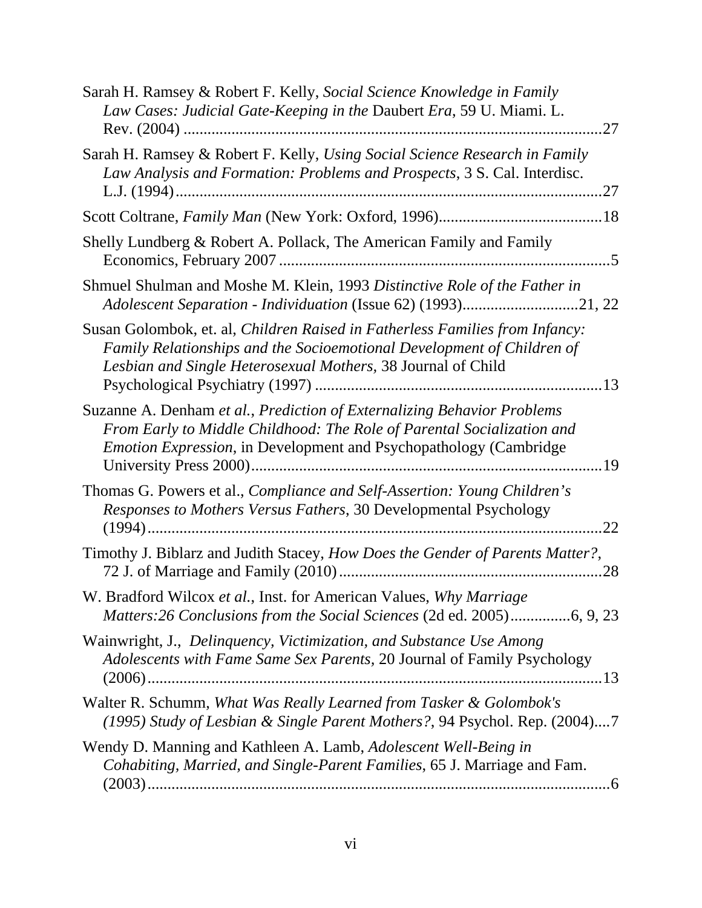Sarah H. Ramsey & Robert F. Kelly, *Social Science Knowledge in Family Law Cases: Judicial Gate-Keeping in the* Daubert *Era*, 59 U. Miami. L. Rev. (2004) ........................................................................................................27

Sarah H. Ramsey & Robert F. Kelly, *Using Social Science Research in Family Law Analysis and Formation: Problems and Prospects*, 3 S. Cal. Interdisc. L.J. (1994)........................................................................................................27

Scott Coltrane, *Family Man* (New York: Oxford, 1996).........................................18

Shelly Lundberg & Robert A. Pollack, The American Family and Family Economics, February 2007 .................................................................................5

Shmuel Shulman and Moshe M. Klein, 1993 *Distinctive Role of the Father in Adolescent Separation - Individuation* (Issue 62) (1993)............................21, 22

Susan Golombok, et. al, *Children Raised in Fatherless Families from Infancy: Family Relationships and the Socioemotional Development of Children of Lesbian and Single Heterosexual Mothers*, 38 Journal of Child Psychological Psychiatry (1997) .......................................................................13

Suzanne A. Denham *et al.*, *Prediction of Externalizing Behavior Problems From Early to Middle Childhood: The Role of Parental Socialization and Emotion Expression*, in Development and Psychopathology (Cambridge University Press 2000).......................................................................................19

Thomas G. Powers et al., *Compliance and Self-Assertion: Young Children's Responses to Mothers Versus Fathers*, 30 Developmental Psychology (1994)........................................................................................................22

Timothy J. Biblarz and Judith Stacey, *How Does the Gender of Parents Matter?*, 72 J. of Marriage and Family (2010).................................................................28

W. Bradford Wilcox *et al.*, Inst. for American Values, *Why Marriage Matters:26 Conclusions from the Social Sciences* (2d ed. 2005)...............6, 9, 23

Wainwright, J., *Delinquency, Victimization, and Substance Use Among Adolescents with Fame Same Sex Parents*, 20 Journal of Family Psychology (2006)........................................................................................................13

Walter R. Schumm, *What Was Really Learned from Tasker & Golombok's (1995) Study of Lesbian & Single Parent Mothers?*, 94 Psychol. Rep. (2004)....7

Wendy D. Manning and Kathleen A. Lamb, *Adolescent Well-Being in Cohabiting, Married, and Single-Parent Families*, 65 J. Marriage and Fam. (2003)........................................................................................................6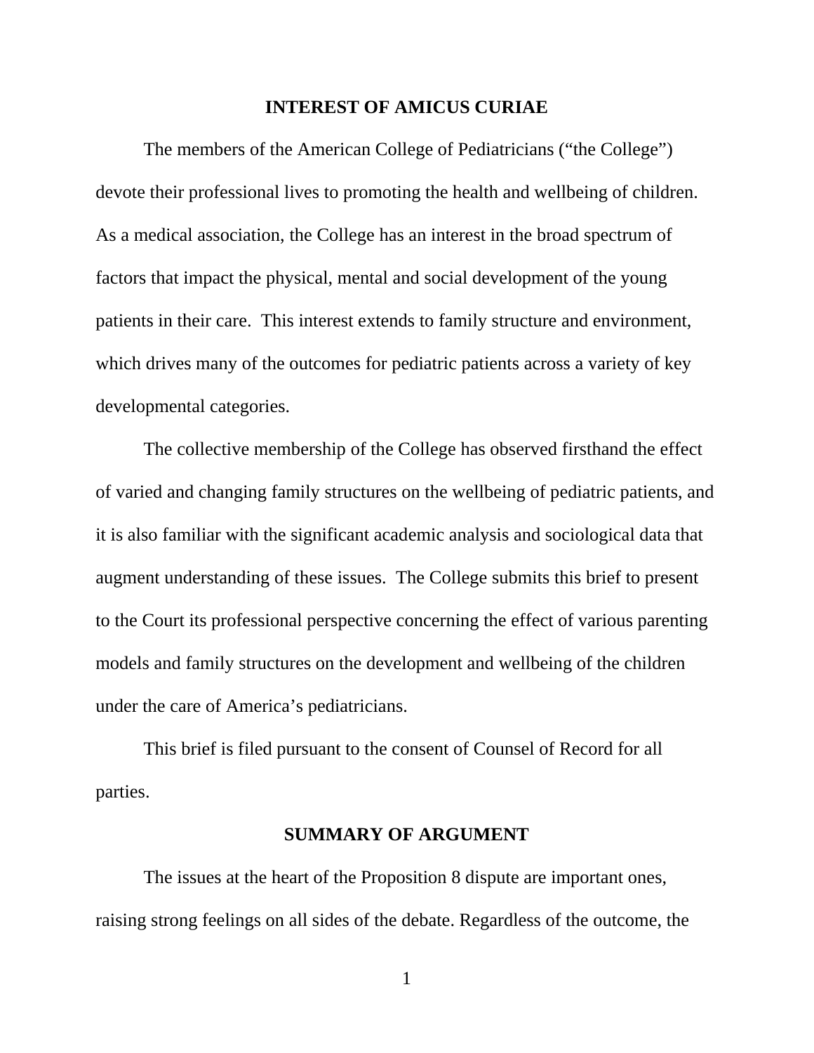## INTEREST OF AMICUS CURIAE

The members of the American College of Pediatricians ("the College") devote their professional lives to promoting the health and wellbeing of children. As a medical association, the College has an interest in the broad spectrum of factors that impact the physical, mental and social development of the young patients in their care. This interest extends to family structure and environment, which drives many of the outcomes for pediatric patients across a variety of key developmental categories.

The collective membership of the College has observed firsthand the effect of varied and changing family structures on the wellbeing of pediatric patients, and it is also familiar with the significant academic analysis and sociological data that augment understanding of these issues. The College submits this brief to present to the Court its professional perspective concerning the effect of various parenting models and family structures on the development and wellbeing of the children under the care of America's pediatricians.

This brief is filed pursuant to the consent of Counsel of Record for all parties.

## SUMMARY OF ARGUMENT

The issues at the heart of the Proposition 8 dispute are important ones, raising strong feelings on all sides of the debate. Regardless of the outcome, the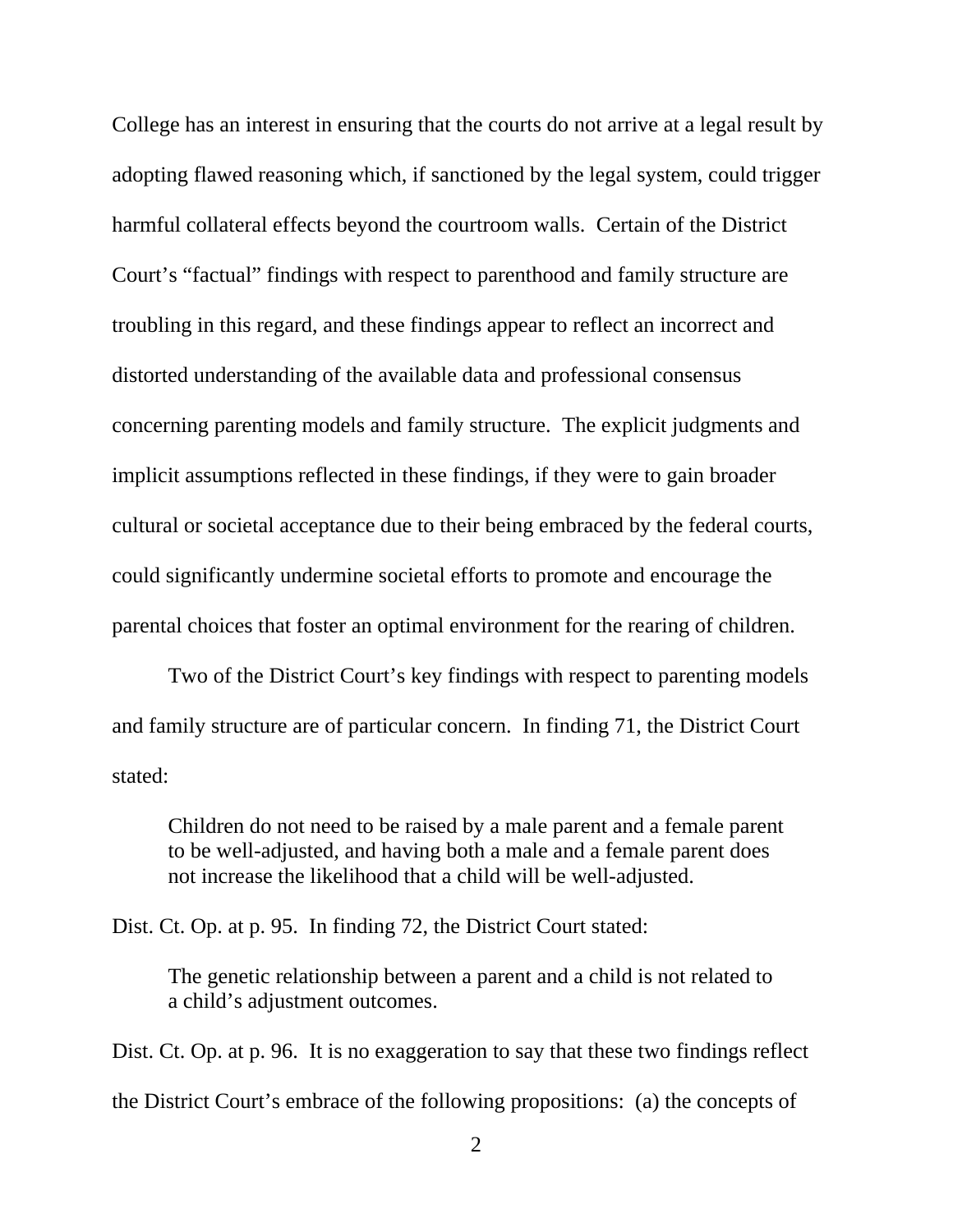College has an interest in ensuring that the courts do not arrive at a legal result by adopting flawed reasoning which, if sanctioned by the legal system, could trigger harmful collateral effects beyond the courtroom walls. Certain of the District Court's "factual" findings with respect to parenthood and family structure are troubling in this regard, and these findings appear to reflect an incorrect and distorted understanding of the available data and professional consensus concerning parenting models and family structure. The explicit judgments and implicit assumptions reflected in these findings, if they were to gain broader cultural or societal acceptance due to their being embraced by the federal courts, could significantly undermine societal efforts to promote and encourage the parental choices that foster an optimal environment for the rearing of children.

Two of the District Court's key findings with respect to parenting models and family structure are of particular concern. In finding 71, the District Court stated:

> Children do not need to be raised by a male parent and a female parent to be well-adjusted, and having both a male and a female parent does not increase the likelihood that a child will be well-adjusted.

Dist. Ct. Op. at p. 95. In finding 72, the District Court stated:

> The genetic relationship between a parent and a child is not related to a child's adjustment outcomes.

Dist. Ct. Op. at p. 96. It is no exaggeration to say that these two findings reflect the District Court's embrace of the following propositions: (a) the concepts of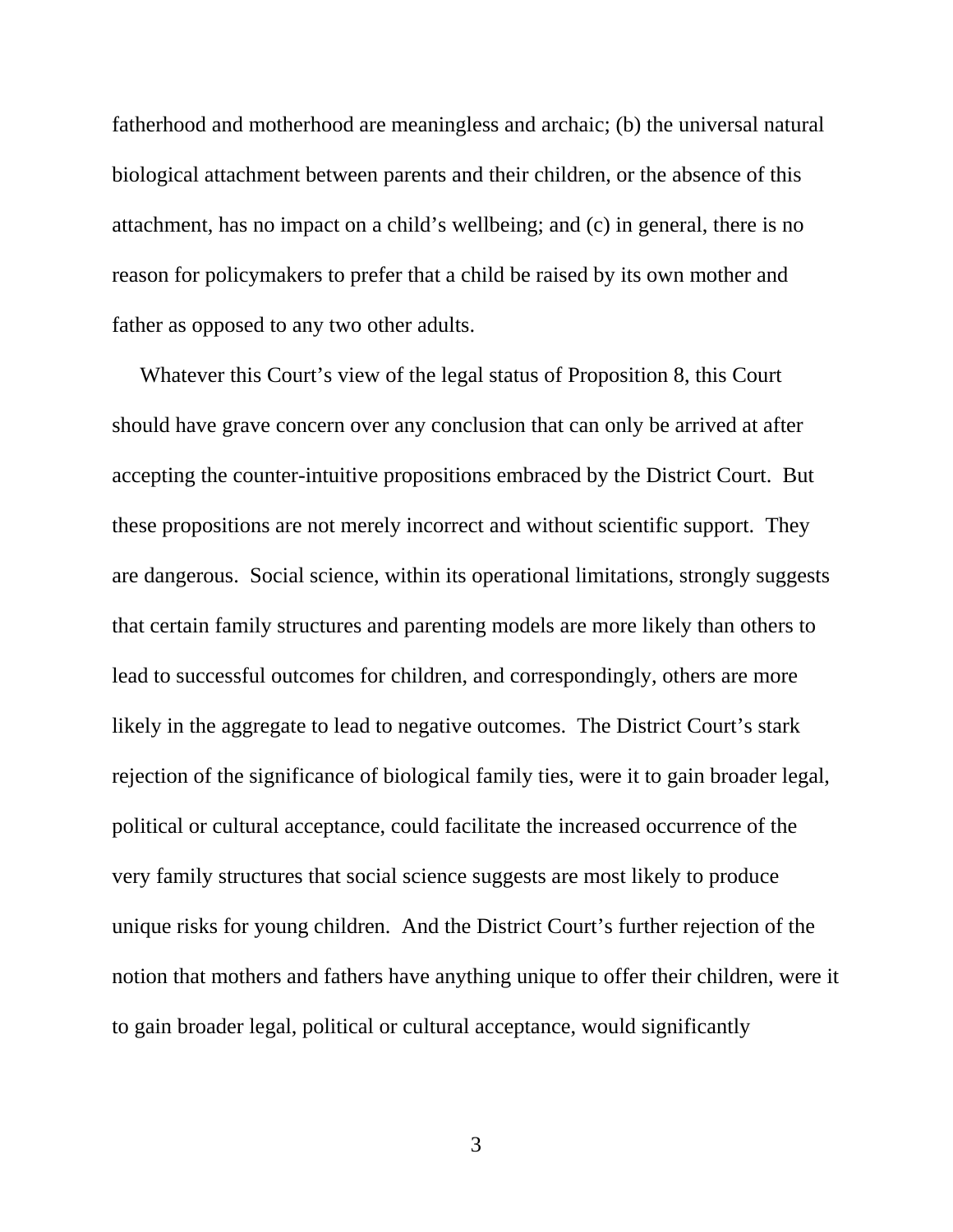fatherhood and motherhood are meaningless and archaic; (b) the universal natural biological attachment between parents and their children, or the absence of this attachment, has no impact on a child's wellbeing; and (c) in general, there is no reason for policymakers to prefer that a child be raised by its own mother and father as opposed to any two other adults.

Whatever this Court's view of the legal status of Proposition 8, this Court should have grave concern over any conclusion that can only be arrived at after accepting the counter-intuitive propositions embraced by the District Court. But these propositions are not merely incorrect and without scientific support. They are dangerous. Social science, within its operational limitations, strongly suggests that certain family structures and parenting models are more likely than others to lead to successful outcomes for children, and correspondingly, others are more likely in the aggregate to lead to negative outcomes. The District Court's stark rejection of the significance of biological family ties, were it to gain broader legal, political or cultural acceptance, could facilitate the increased occurrence of the very family structures that social science suggests are most likely to produce unique risks for young children. And the District Court's further rejection of the notion that mothers and fathers have anything unique to offer their children, were it to gain broader legal, political or cultural acceptance, would significantly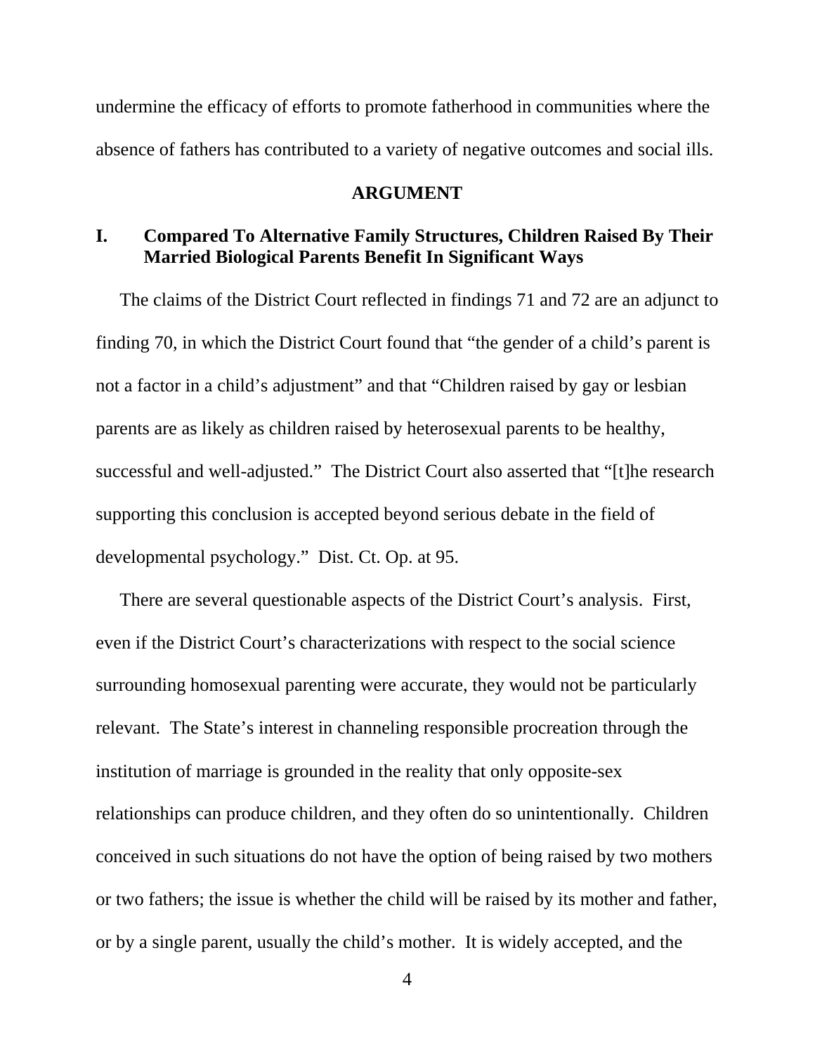undermine the efficacy of efforts to promote fatherhood in communities where the absence of fathers has contributed to a variety of negative outcomes and social ills.

## ARGUMENT

### I. Compared To Alternative Family Structures, Children Raised By Their Married Biological Parents Benefit In Significant Ways

The claims of the District Court reflected in findings 71 and 72 are an adjunct to finding 70, in which the District Court found that "the gender of a child's parent is not a factor in a child's adjustment" and that "Children raised by gay or lesbian parents are as likely as children raised by heterosexual parents to be healthy, successful and well-adjusted." The District Court also asserted that "[t]he research supporting this conclusion is accepted beyond serious debate in the field of developmental psychology." Dist. Ct. Op. at 95.

There are several questionable aspects of the District Court's analysis. First, even if the District Court's characterizations with respect to the social science surrounding homosexual parenting were accurate, they would not be particularly relevant. The State's interest in channeling responsible procreation through the institution of marriage is grounded in the reality that only opposite-sex relationships can produce children, and they often do so unintentionally. Children conceived in such situations do not have the option of being raised by two mothers or two fathers; the issue is whether the child will be raised by its mother and father, or by a single parent, usually the child's mother. It is widely accepted, and the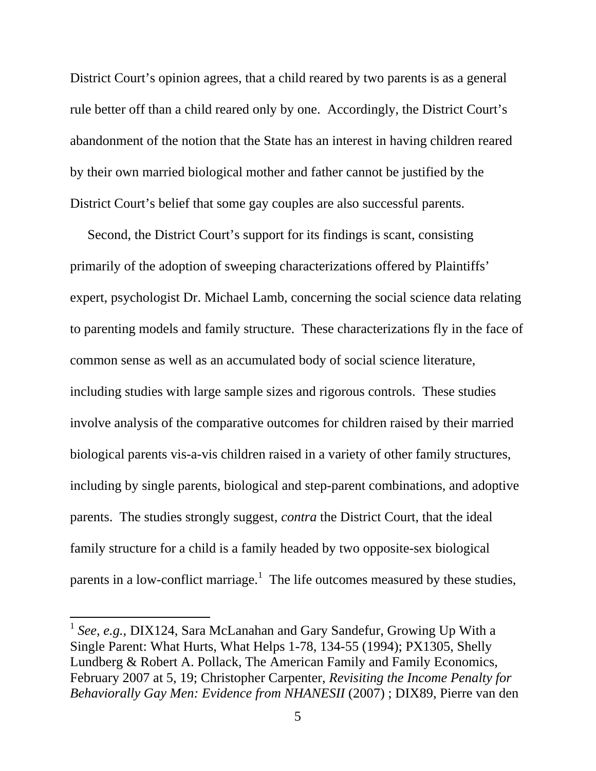District Court's opinion agrees, that a child reared by two parents is as a general rule better off than a child reared only by one. Accordingly, the District Court's abandonment of the notion that the State has an interest in having children reared by their own married biological mother and father cannot be justified by the District Court's belief that some gay couples are also successful parents.

Second, the District Court's support for its findings is scant, consisting primarily of the adoption of sweeping characterizations offered by Plaintiffs' expert, psychologist Dr. Michael Lamb, concerning the social science data relating to parenting models and family structure. These characterizations fly in the face of common sense as well as an accumulated body of social science literature, including studies with large sample sizes and rigorous controls. These studies involve analysis of the comparative outcomes for children raised by their married biological parents vis-a-vis children raised in a variety of other family structures, including by single parents, biological and step-parent combinations, and adoptive parents. The studies strongly suggest, *contra* the District Court, that the ideal family structure for a child is a family headed by two opposite-sex biological parents in a low-conflict marriage.[1] The life outcomes measured by these studies,

---

[1] *See, e.g.,* DIX124, Sara McLanahan and Gary Sandefur, Growing Up With a Single Parent: What Hurts, What Helps 1-78, 134-55 (1994); PX1305, Shelly Lundberg & Robert A. Pollack, The American Family and Family Economics, February 2007 at 5, 19; Christopher Carpenter, *Revisiting the Income Penalty for Behaviorally Gay Men: Evidence from NHANESII* (2007) ; DIX89, Pierre van den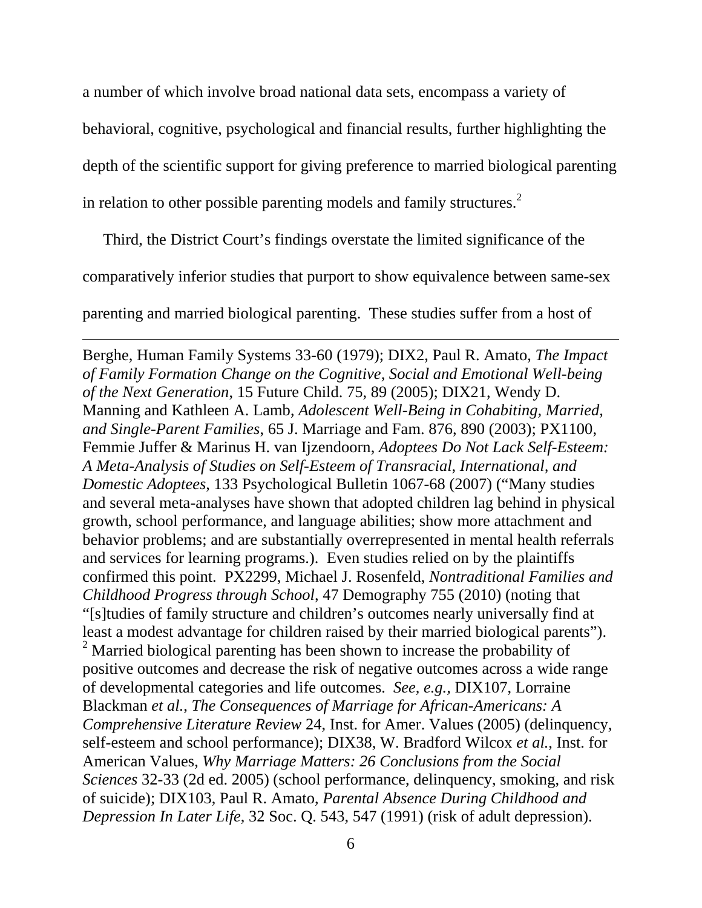a number of which involve broad national data sets, encompass a variety of behavioral, cognitive, psychological and financial results, further highlighting the depth of the scientific support for giving preference to married biological parenting in relation to other possible parenting models and family structures.[2]

Third, the District Court's findings overstate the limited significance of the comparatively inferior studies that purport to show equivalence between same-sex parenting and married biological parenting. These studies suffer from a host of

---

Berghe, Human Family Systems 33-60 (1979); DIX2, Paul R. Amato, *The Impact of Family Formation Change on the Cognitive, Social and Emotional Well-being of the Next Generation*, 15 Future Child. 75, 89 (2005); DIX21, Wendy D. Manning and Kathleen A. Lamb, *Adolescent Well-Being in Cohabiting, Married, and Single-Parent Families*, 65 J. Marriage and Fam. 876, 890 (2003); PX1100, Femmie Juffer & Marinus H. van Ijzendoorn, *Adoptees Do Not Lack Self-Esteem: A Meta-Analysis of Studies on Self-Esteem of Transracial, International, and Domestic Adoptees*, 133 Psychological Bulletin 1067-68 (2007) ("Many studies and several meta-analyses have shown that adopted children lag behind in physical growth, school performance, and language abilities; show more attachment and behavior problems; and are substantially overrepresented in mental health referrals and services for learning programs.). Even studies relied on by the plaintiffs confirmed this point. PX2299, Michael J. Rosenfeld, *Nontraditional Families and Childhood Progress through School*, 47 Demography 755 (2010) (noting that "[s]tudies of family structure and children's outcomes nearly universally find at least a modest advantage for children raised by their married biological parents").

[2] Married biological parenting has been shown to increase the probability of positive outcomes and decrease the risk of negative outcomes across a wide range of developmental categories and life outcomes. *See, e.g.*, DIX107, Lorraine Blackman *et al.*, *The Consequences of Marriage for African-Americans: A Comprehensive Literature Review* 24, Inst. for Amer. Values (2005) (delinquency, self-esteem and school performance); DIX38, W. Bradford Wilcox *et al.*, Inst. for American Values, *Why Marriage Matters: 26 Conclusions from the Social Sciences* 32-33 (2d ed. 2005) (school performance, delinquency, smoking, and risk of suicide); DIX103, Paul R. Amato, *Parental Absence During Childhood and Depression In Later Life*, 32 Soc. Q. 543, 547 (1991) (risk of adult depression).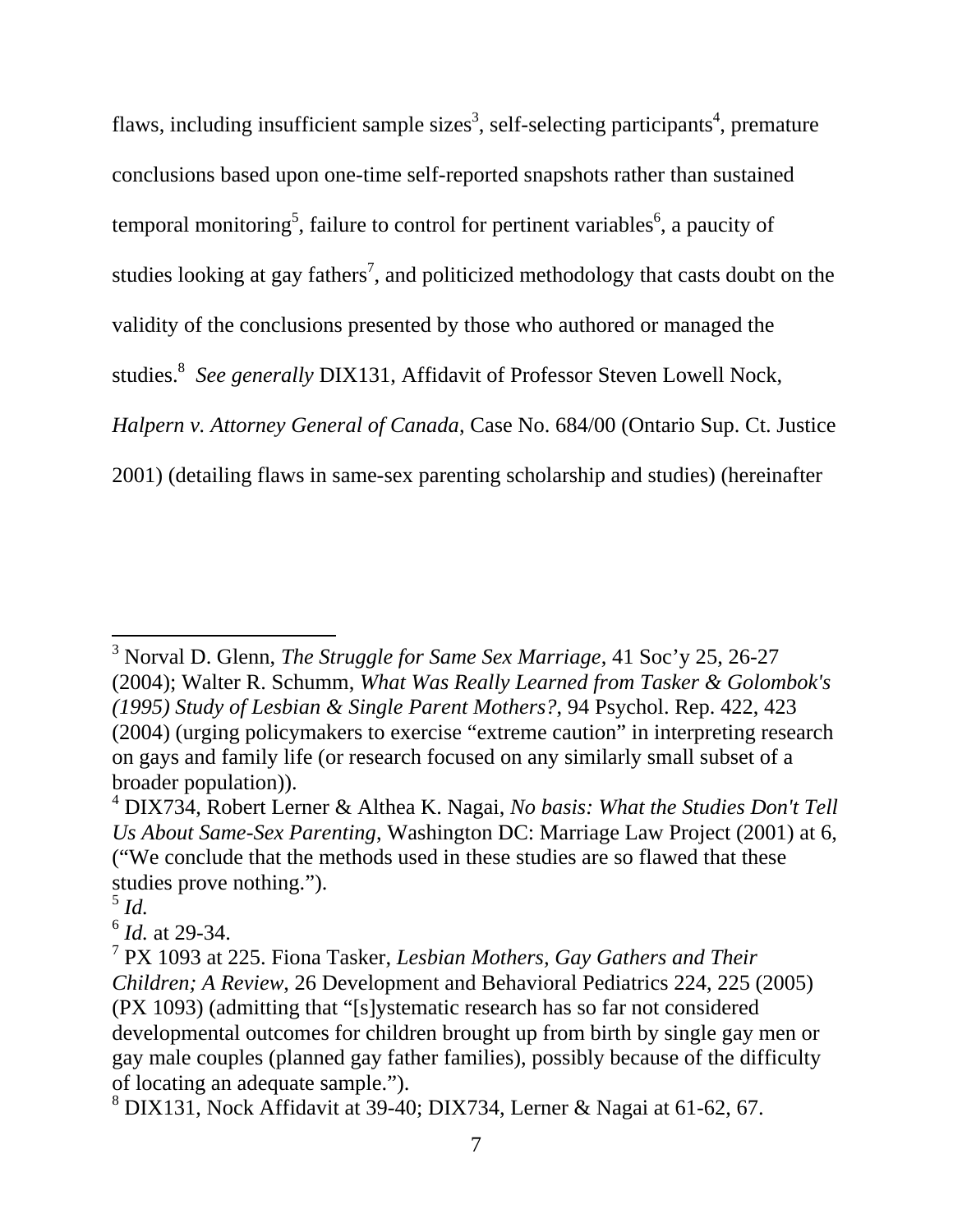flaws, including insufficient sample sizes[3], self-selecting participants[4], premature conclusions based upon one-time self-reported snapshots rather than sustained temporal monitoring[5], failure to control for pertinent variables[6], a paucity of studies looking at gay fathers[7], and politicized methodology that casts doubt on the validity of the conclusions presented by those who authored or managed the studies.[8] *See generally* DIX131, Affidavit of Professor Steven Lowell Nock, *Halpern v. Attorney General of Canada*, Case No. 684/00 (Ontario Sup. Ct. Justice 2001) (detailing flaws in same-sex parenting scholarship and studies) (hereinafter

---

[3] Norval D. Glenn, *The Struggle for Same Sex Marriage*, 41 Soc'y 25, 26-27 (2004); Walter R. Schumm, *What Was Really Learned from Tasker & Golombok's (1995) Study of Lesbian & Single Parent Mothers?*, 94 Psychol. Rep. 422, 423 (2004) (urging policymakers to exercise "extreme caution" in interpreting research on gays and family life (or research focused on any similarly small subset of a broader population)).

[4] DIX734, Robert Lerner & Althea K. Nagai, *No basis: What the Studies Don't Tell Us About Same-Sex Parenting*, Washington DC: Marriage Law Project (2001) at 6, ("We conclude that the methods used in these studies are so flawed that these studies prove nothing.").

[5] *Id.*

[6] *Id.* at 29-34.

[7] PX 1093 at 225. Fiona Tasker, *Lesbian Mothers, Gay Gathers and Their Children; A Review*, 26 Development and Behavioral Pediatrics 224, 225 (2005) (PX 1093) (admitting that "[s]ystematic research has so far not considered developmental outcomes for children brought up from birth by single gay men or gay male couples (planned gay father families), possibly because of the difficulty of locating an adequate sample.").

[8] DIX131, Nock Affidavit at 39-40; DIX734, Lerner & Nagai at 61-62, 67.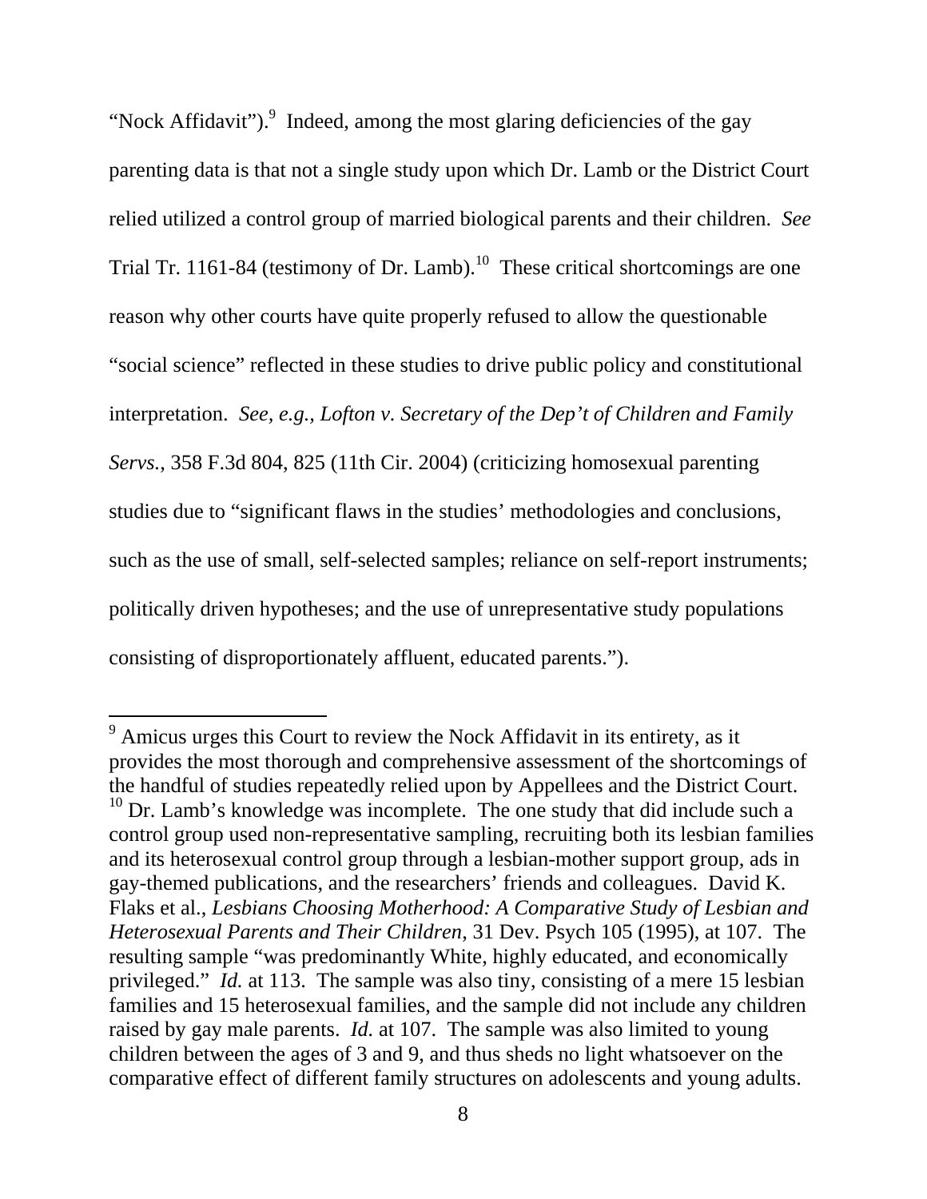"Nock Affidavit").[9] Indeed, among the most glaring deficiencies of the gay parenting data is that not a single study upon which Dr. Lamb or the District Court relied utilized a control group of married biological parents and their children. *See* Trial Tr. 1161-84 (testimony of Dr. Lamb).[10] These critical shortcomings are one reason why other courts have quite properly refused to allow the questionable "social science" reflected in these studies to drive public policy and constitutional interpretation. *See, e.g., Lofton v. Secretary of the Dep't of Children and Family Servs.*, 358 F.3d 804, 825 (11th Cir. 2004) (criticizing homosexual parenting studies due to "significant flaws in the studies' methodologies and conclusions, such as the use of small, self-selected samples; reliance on self-report instruments; politically driven hypotheses; and the use of unrepresentative study populations consisting of disproportionately affluent, educated parents.").

---

[9] Amicus urges this Court to review the Nock Affidavit in its entirety, as it provides the most thorough and comprehensive assessment of the shortcomings of the handful of studies repeatedly relied upon by Appellees and the District Court.

[10] Dr. Lamb's knowledge was incomplete. The one study that did include such a control group used non-representative sampling, recruiting both its lesbian families and its heterosexual control group through a lesbian-mother support group, ads in gay-themed publications, and the researchers' friends and colleagues. David K. Flaks et al., *Lesbians Choosing Motherhood: A Comparative Study of Lesbian and Heterosexual Parents and Their Children*, 31 Dev. Psych 105 (1995), at 107. The resulting sample "was predominantly White, highly educated, and economically privileged." *Id.* at 113. The sample was also tiny, consisting of a mere 15 lesbian families and 15 heterosexual families, and the sample did not include any children raised by gay male parents. *Id.* at 107. The sample was also limited to young children between the ages of 3 and 9, and thus sheds no light whatsoever on the comparative effect of different family structures on adolescents and young adults.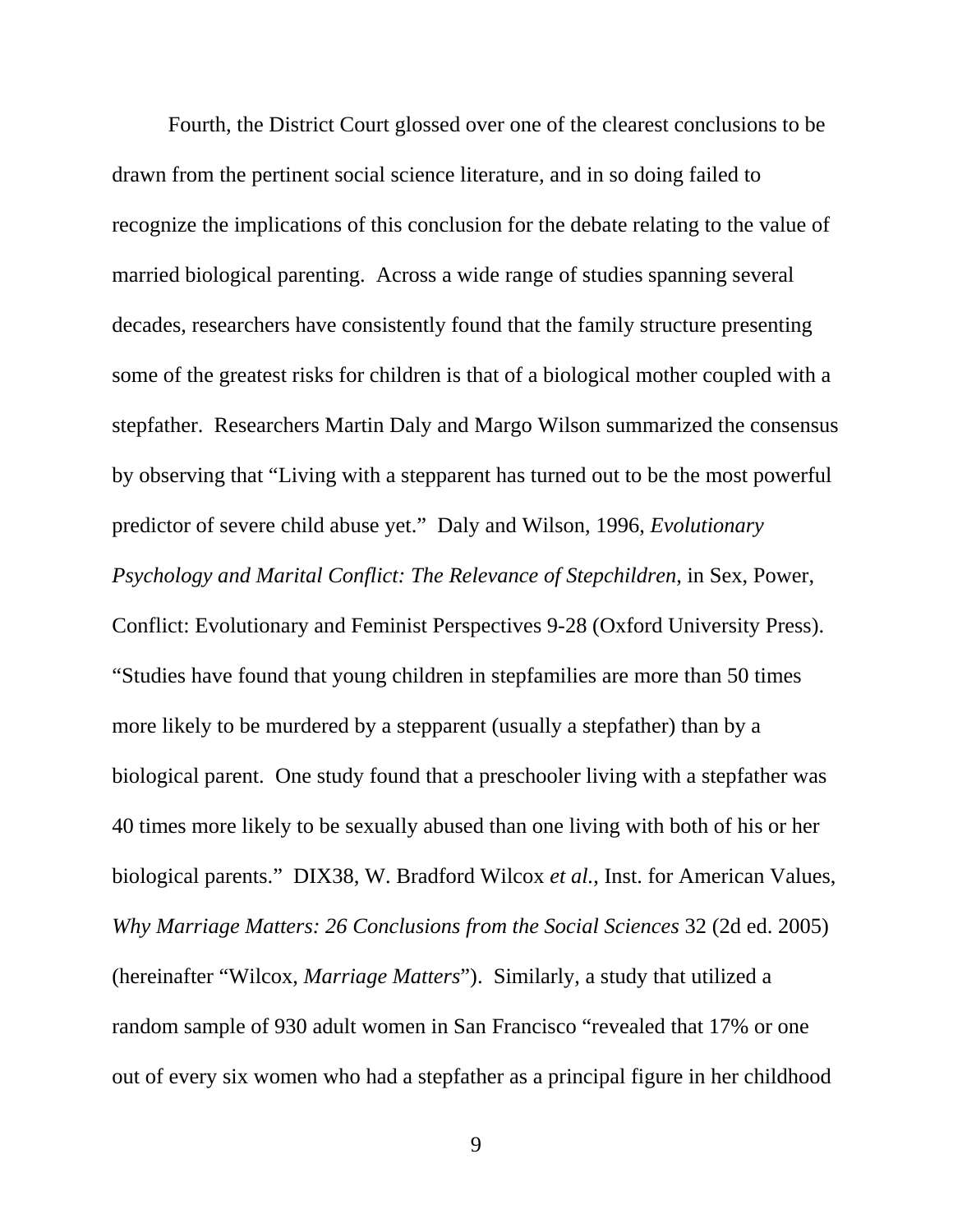Fourth, the District Court glossed over one of the clearest conclusions to be drawn from the pertinent social science literature, and in so doing failed to recognize the implications of this conclusion for the debate relating to the value of married biological parenting. Across a wide range of studies spanning several decades, researchers have consistently found that the family structure presenting some of the greatest risks for children is that of a biological mother coupled with a stepfather. Researchers Martin Daly and Margo Wilson summarized the consensus by observing that "Living with a stepparent has turned out to be the most powerful predictor of severe child abuse yet." Daly and Wilson, 1996, *Evolutionary Psychology and Marital Conflict: The Relevance of Stepchildren*, in Sex, Power, Conflict: Evolutionary and Feminist Perspectives 9-28 (Oxford University Press). "Studies have found that young children in stepfamilies are more than 50 times more likely to be murdered by a stepparent (usually a stepfather) than by a biological parent. One study found that a preschooler living with a stepfather was 40 times more likely to be sexually abused than one living with both of his or her biological parents." DIX38, W. Bradford Wilcox *et al.*, Inst. for American Values, *Why Marriage Matters: 26 Conclusions from the Social Sciences* 32 (2d ed. 2005) (hereinafter "Wilcox, *Marriage Matters*"). Similarly, a study that utilized a random sample of 930 adult women in San Francisco "revealed that 17% or one out of every six women who had a stepfather as a principal figure in her childhood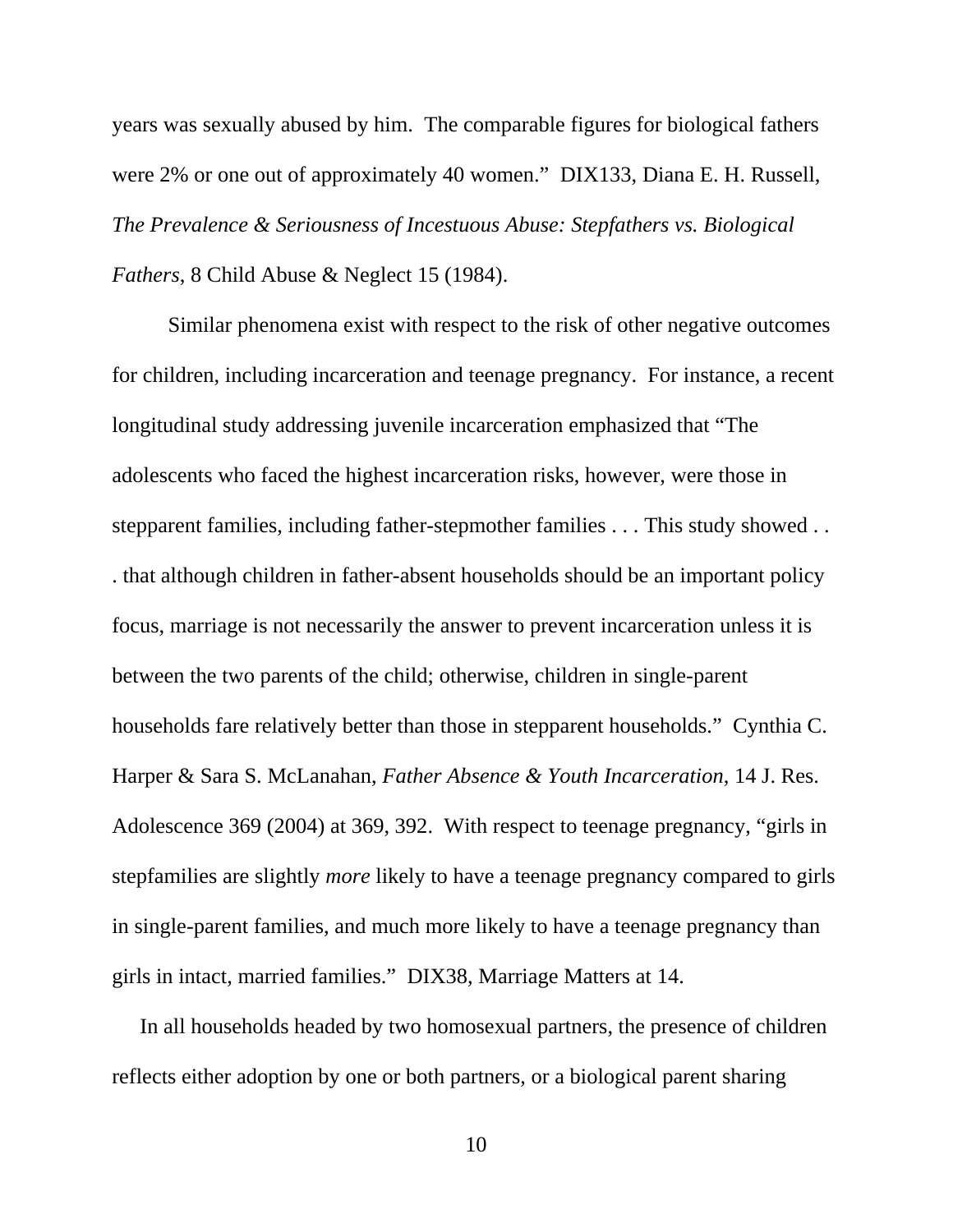years was sexually abused by him. The comparable figures for biological fathers were 2% or one out of approximately 40 women." DIX133, Diana E. H. Russell, *The Prevalence & Seriousness of Incestuous Abuse: Stepfathers vs. Biological Fathers*, 8 Child Abuse & Neglect 15 (1984).

Similar phenomena exist with respect to the risk of other negative outcomes for children, including incarceration and teenage pregnancy. For instance, a recent longitudinal study addressing juvenile incarceration emphasized that "The adolescents who faced the highest incarceration risks, however, were those in stepparent families, including father-stepmother families . . . This study showed . . . that although children in father-absent households should be an important policy focus, marriage is not necessarily the answer to prevent incarceration unless it is between the two parents of the child; otherwise, children in single-parent households fare relatively better than those in stepparent households." Cynthia C. Harper & Sara S. McLanahan, *Father Absence & Youth Incarceration*, 14 J. Res. Adolescence 369 (2004) at 369, 392. With respect to teenage pregnancy, "girls in stepfamilies are slightly *more* likely to have a teenage pregnancy compared to girls in single-parent families, and much more likely to have a teenage pregnancy than girls in intact, married families." DIX38, Marriage Matters at 14.

In all households headed by two homosexual partners, the presence of children reflects either adoption by one or both partners, or a biological parent sharing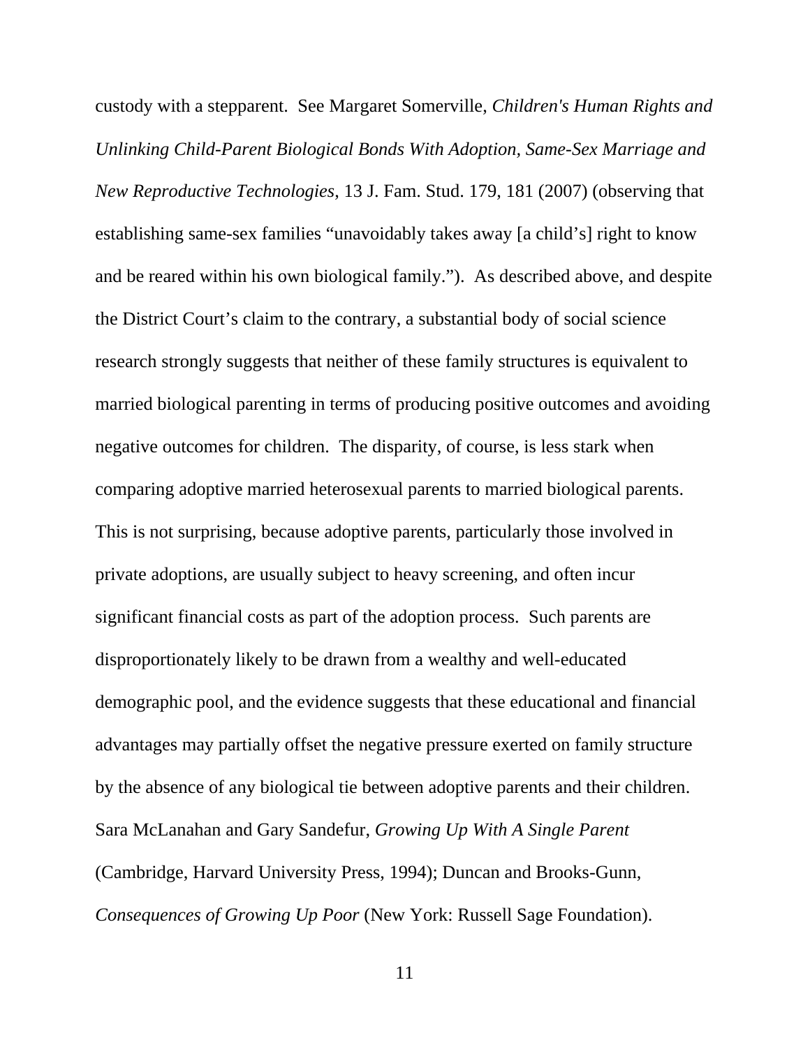custody with a stepparent. See Margaret Somerville, *Children's Human Rights and Unlinking Child-Parent Biological Bonds With Adoption, Same-Sex Marriage and New Reproductive Technologies*, 13 J. Fam. Stud. 179, 181 (2007) (observing that establishing same-sex families "unavoidably takes away [a child's] right to know and be reared within his own biological family."). As described above, and despite the District Court's claim to the contrary, a substantial body of social science research strongly suggests that neither of these family structures is equivalent to married biological parenting in terms of producing positive outcomes and avoiding negative outcomes for children. The disparity, of course, is less stark when comparing adoptive married heterosexual parents to married biological parents. This is not surprising, because adoptive parents, particularly those involved in private adoptions, are usually subject to heavy screening, and often incur significant financial costs as part of the adoption process. Such parents are disproportionately likely to be drawn from a wealthy and well-educated demographic pool, and the evidence suggests that these educational and financial advantages may partially offset the negative pressure exerted on family structure by the absence of any biological tie between adoptive parents and their children. Sara McLanahan and Gary Sandefur, *Growing Up With A Single Parent* (Cambridge, Harvard University Press, 1994); Duncan and Brooks-Gunn, *Consequences of Growing Up Poor* (New York: Russell Sage Foundation).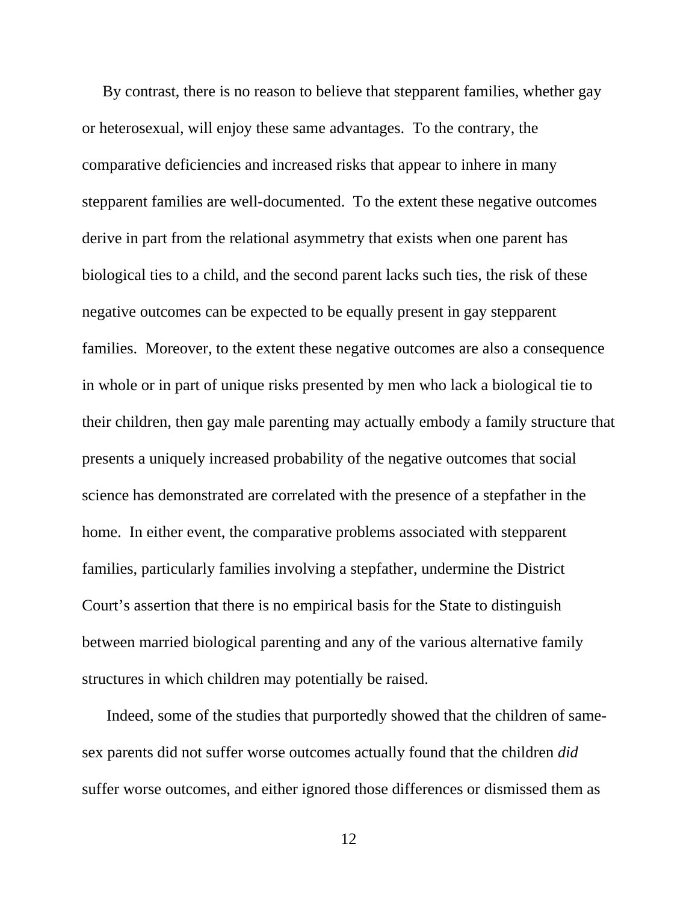By contrast, there is no reason to believe that stepparent families, whether gay or heterosexual, will enjoy these same advantages. To the contrary, the comparative deficiencies and increased risks that appear to inhere in many stepparent families are well-documented. To the extent these negative outcomes derive in part from the relational asymmetry that exists when one parent has biological ties to a child, and the second parent lacks such ties, the risk of these negative outcomes can be expected to be equally present in gay stepparent families. Moreover, to the extent these negative outcomes are also a consequence in whole or in part of unique risks presented by men who lack a biological tie to their children, then gay male parenting may actually embody a family structure that presents a uniquely increased probability of the negative outcomes that social science has demonstrated are correlated with the presence of a stepfather in the home. In either event, the comparative problems associated with stepparent families, particularly families involving a stepfather, undermine the District Court's assertion that there is no empirical basis for the State to distinguish between married biological parenting and any of the various alternative family structures in which children may potentially be raised.

Indeed, some of the studies that purportedly showed that the children of same-sex parents did not suffer worse outcomes actually found that the children *did* suffer worse outcomes, and either ignored those differences or dismissed them as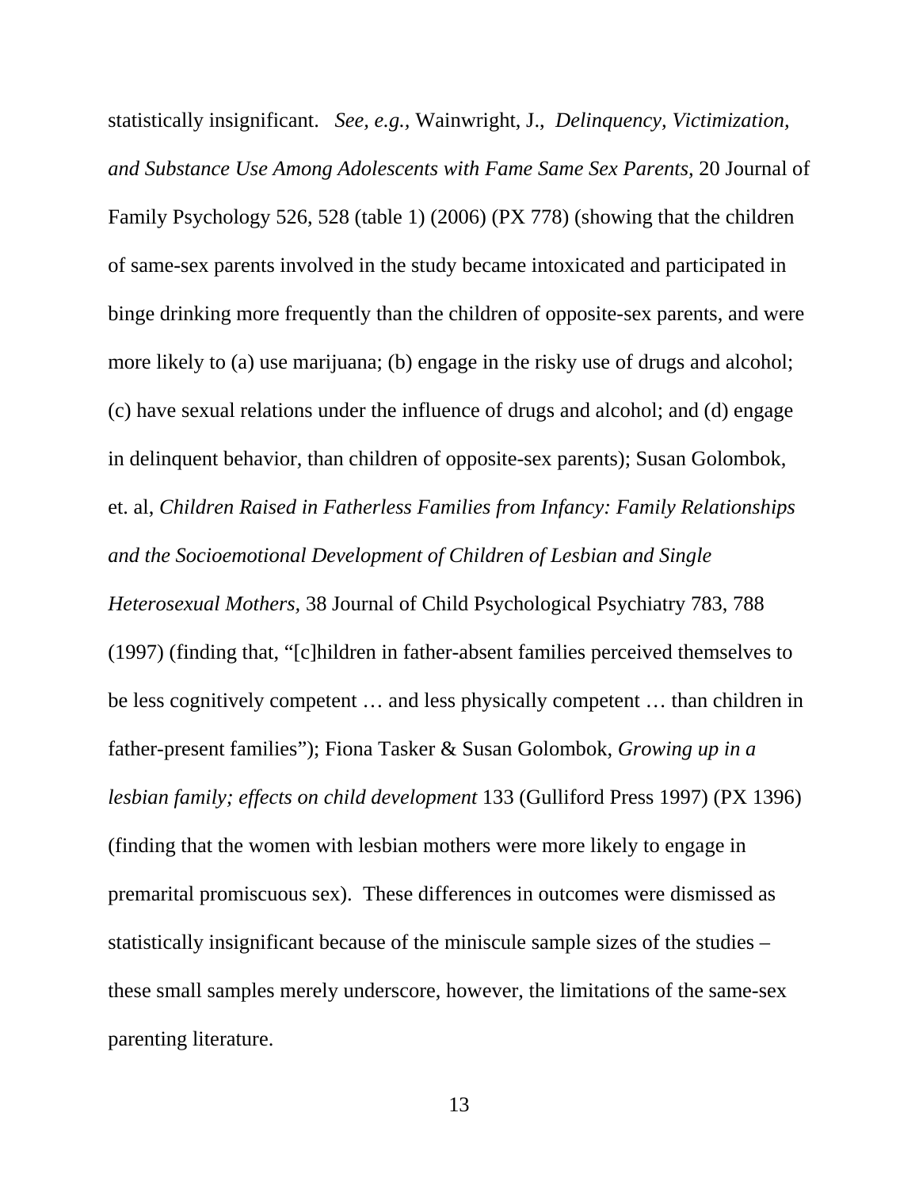statistically insignificant. *See, e.g.,* Wainwright, J., *Delinquency, Victimization, and Substance Use Among Adolescents with Fame Same Sex Parents,* 20 Journal of Family Psychology 526, 528 (table 1) (2006) (PX 778) (showing that the children of same-sex parents involved in the study became intoxicated and participated in binge drinking more frequently than the children of opposite-sex parents, and were more likely to (a) use marijuana; (b) engage in the risky use of drugs and alcohol; (c) have sexual relations under the influence of drugs and alcohol; and (d) engage in delinquent behavior, than children of opposite-sex parents); Susan Golombok, et. al, *Children Raised in Fatherless Families from Infancy: Family Relationships and the Socioemotional Development of Children of Lesbian and Single Heterosexual Mothers,* 38 Journal of Child Psychological Psychiatry 783, 788 (1997) (finding that, "[c]hildren in father-absent families perceived themselves to be less cognitively competent … and less physically competent … than children in father-present families"); Fiona Tasker & Susan Golombok, *Growing up in a lesbian family; effects on child development* 133 (Gulliford Press 1997) (PX 1396) (finding that the women with lesbian mothers were more likely to engage in premarital promiscuous sex). These differences in outcomes were dismissed as statistically insignificant because of the miniscule sample sizes of the studies – these small samples merely underscore, however, the limitations of the same-sex parenting literature.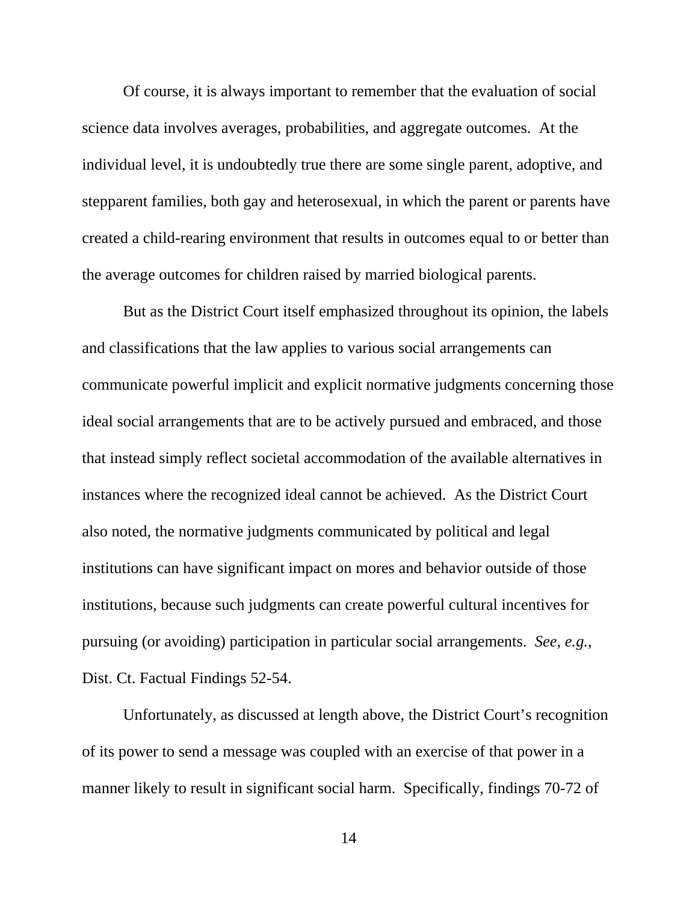Of course, it is always important to remember that the evaluation of social science data involves averages, probabilities, and aggregate outcomes. At the individual level, it is undoubtedly true there are some single parent, adoptive, and stepparent families, both gay and heterosexual, in which the parent or parents have created a child-rearing environment that results in outcomes equal to or better than the average outcomes for children raised by married biological parents.

But as the District Court itself emphasized throughout its opinion, the labels and classifications that the law applies to various social arrangements can communicate powerful implicit and explicit normative judgments concerning those ideal social arrangements that are to be actively pursued and embraced, and those that instead simply reflect societal accommodation of the available alternatives in instances where the recognized ideal cannot be achieved. As the District Court also noted, the normative judgments communicated by political and legal institutions can have significant impact on mores and behavior outside of those institutions, because such judgments can create powerful cultural incentives for pursuing (or avoiding) participation in particular social arrangements. *See, e.g.*, Dist. Ct. Factual Findings 52-54.

Unfortunately, as discussed at length above, the District Court's recognition of its power to send a message was coupled with an exercise of that power in a manner likely to result in significant social harm. Specifically, findings 70-72 of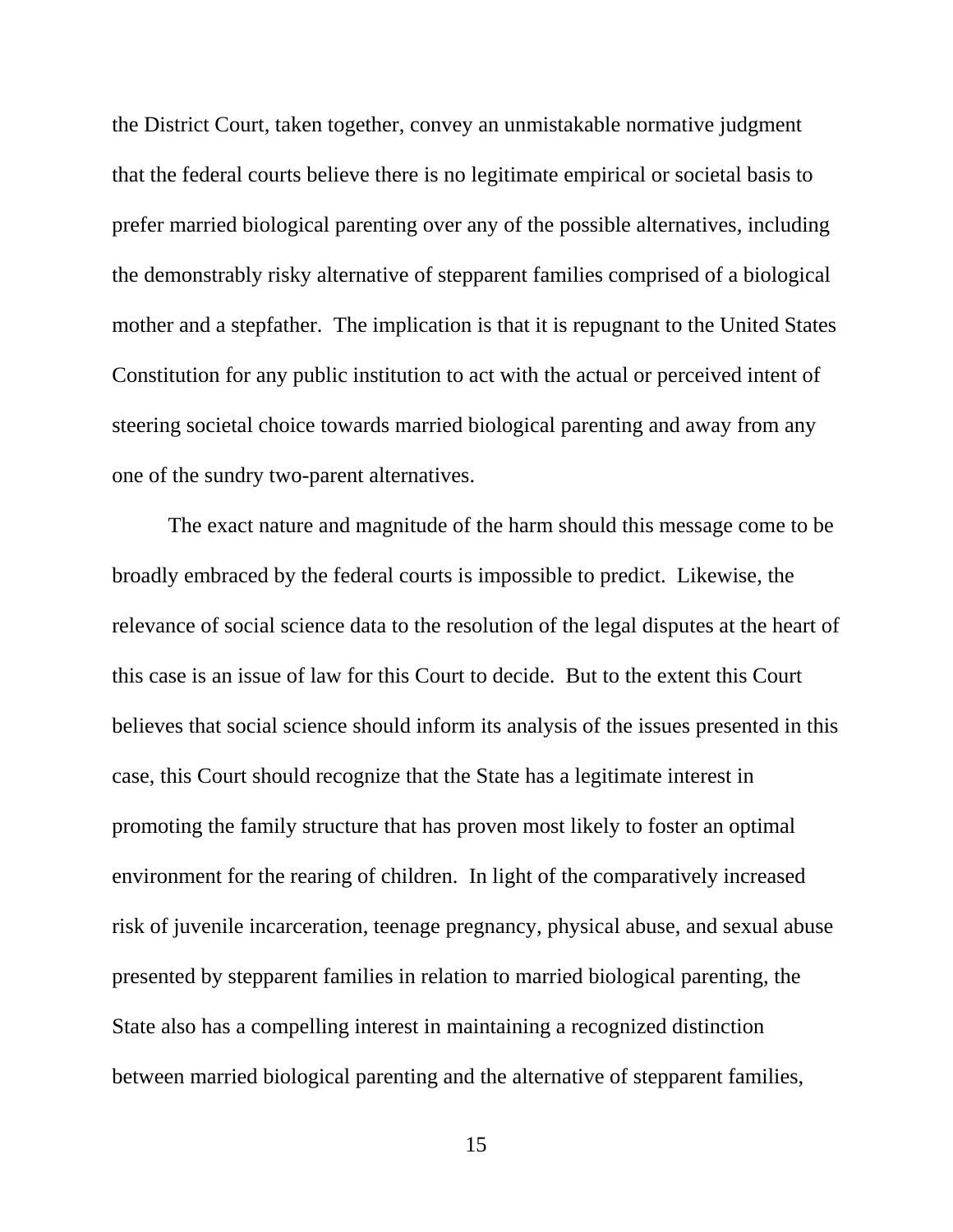the District Court, taken together, convey an unmistakable normative judgment that the federal courts believe there is no legitimate empirical or societal basis to prefer married biological parenting over any of the possible alternatives, including the demonstrably risky alternative of stepparent families comprised of a biological mother and a stepfather. The implication is that it is repugnant to the United States Constitution for any public institution to act with the actual or perceived intent of steering societal choice towards married biological parenting and away from any one of the sundry two-parent alternatives.

The exact nature and magnitude of the harm should this message come to be broadly embraced by the federal courts is impossible to predict. Likewise, the relevance of social science data to the resolution of the legal disputes at the heart of this case is an issue of law for this Court to decide. But to the extent this Court believes that social science should inform its analysis of the issues presented in this case, this Court should recognize that the State has a legitimate interest in promoting the family structure that has proven most likely to foster an optimal environment for the rearing of children. In light of the comparatively increased risk of juvenile incarceration, teenage pregnancy, physical abuse, and sexual abuse presented by stepparent families in relation to married biological parenting, the State also has a compelling interest in maintaining a recognized distinction between married biological parenting and the alternative of stepparent families,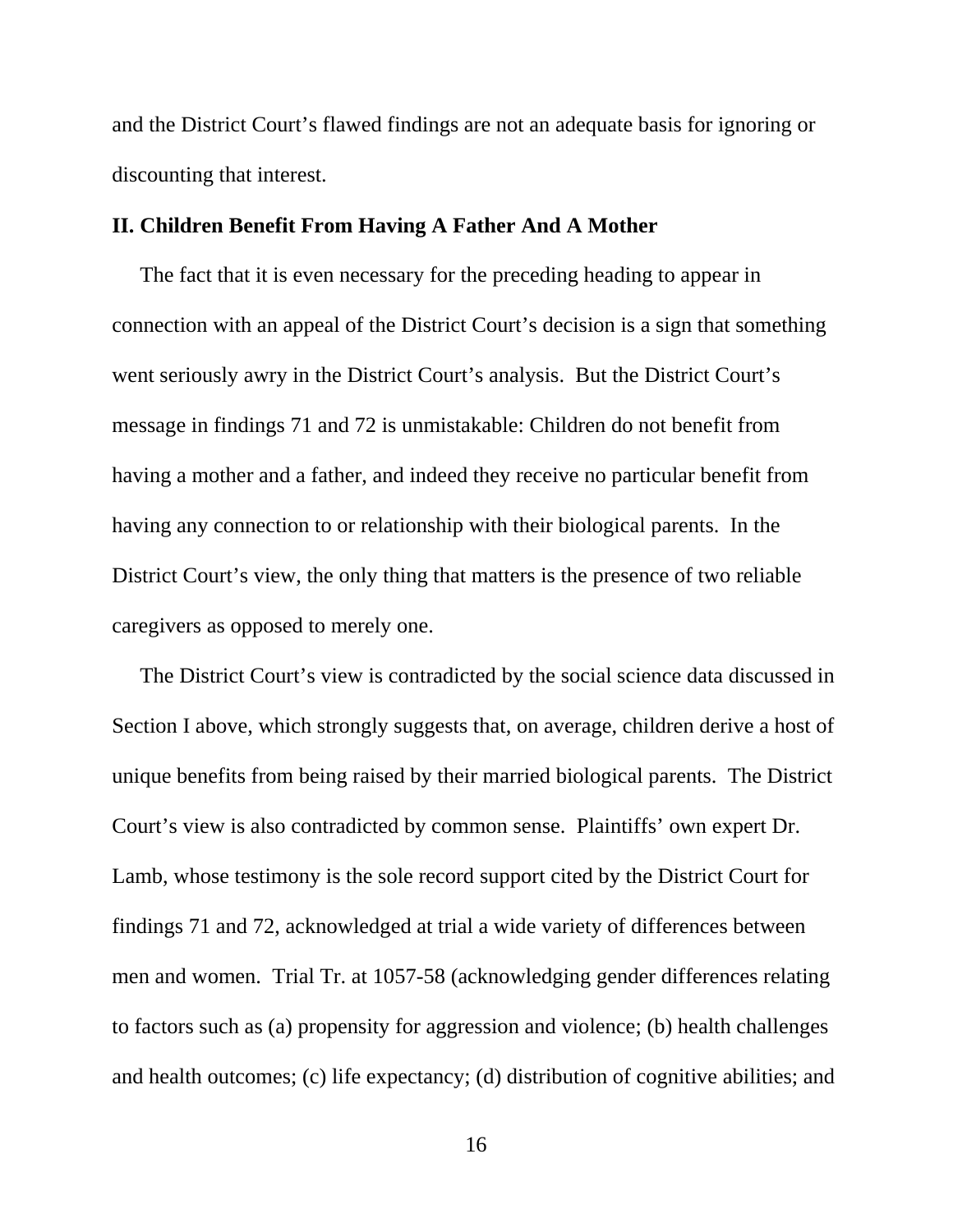and the District Court's flawed findings are not an adequate basis for ignoring or discounting that interest.

## II. Children Benefit From Having A Father And A Mother

The fact that it is even necessary for the preceding heading to appear in connection with an appeal of the District Court's decision is a sign that something went seriously awry in the District Court's analysis. But the District Court's message in findings 71 and 72 is unmistakable: Children do not benefit from having a mother and a father, and indeed they receive no particular benefit from having any connection to or relationship with their biological parents. In the District Court's view, the only thing that matters is the presence of two reliable caregivers as opposed to merely one.

The District Court's view is contradicted by the social science data discussed in Section I above, which strongly suggests that, on average, children derive a host of unique benefits from being raised by their married biological parents. The District Court's view is also contradicted by common sense. Plaintiffs' own expert Dr. Lamb, whose testimony is the sole record support cited by the District Court for findings 71 and 72, acknowledged at trial a wide variety of differences between men and women. Trial Tr. at 1057-58 (acknowledging gender differences relating to factors such as (a) propensity for aggression and violence; (b) health challenges and health outcomes; (c) life expectancy; (d) distribution of cognitive abilities; and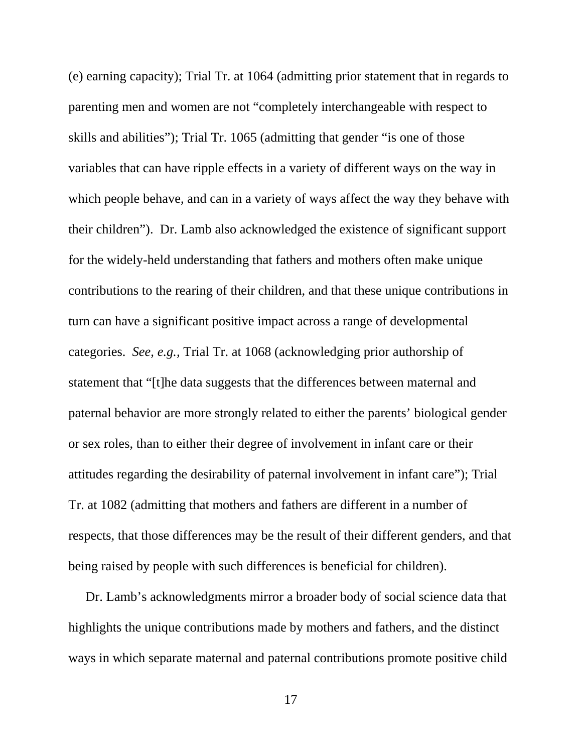(e) earning capacity); Trial Tr. at 1064 (admitting prior statement that in regards to parenting men and women are not "completely interchangeable with respect to skills and abilities"); Trial Tr. 1065 (admitting that gender "is one of those variables that can have ripple effects in a variety of different ways on the way in which people behave, and can in a variety of ways affect the way they behave with their children"). Dr. Lamb also acknowledged the existence of significant support for the widely-held understanding that fathers and mothers often make unique contributions to the rearing of their children, and that these unique contributions in turn can have a significant positive impact across a range of developmental categories. *See, e.g.,* Trial Tr. at 1068 (acknowledging prior authorship of statement that "[t]he data suggests that the differences between maternal and paternal behavior are more strongly related to either the parents' biological gender or sex roles, than to either their degree of involvement in infant care or their attitudes regarding the desirability of paternal involvement in infant care"); Trial Tr. at 1082 (admitting that mothers and fathers are different in a number of respects, that those differences may be the result of their different genders, and that being raised by people with such differences is beneficial for children).

Dr. Lamb's acknowledgments mirror a broader body of social science data that highlights the unique contributions made by mothers and fathers, and the distinct ways in which separate maternal and paternal contributions promote positive child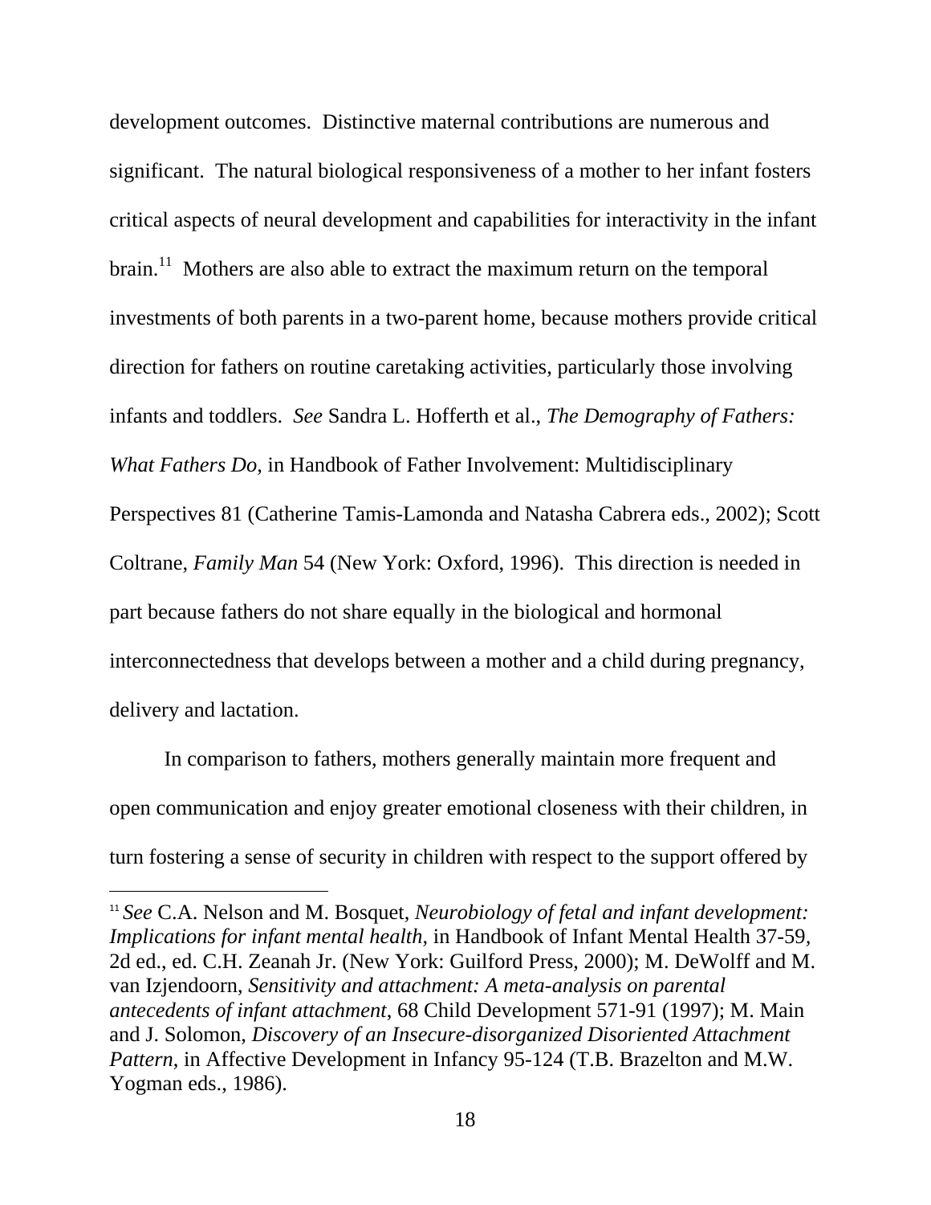development outcomes. Distinctive maternal contributions are numerous and significant. The natural biological responsiveness of a mother to her infant fosters critical aspects of neural development and capabilities for interactivity in the infant brain.[11] Mothers are also able to extract the maximum return on the temporal investments of both parents in a two-parent home, because mothers provide critical direction for fathers on routine caretaking activities, particularly those involving infants and toddlers. *See* Sandra L. Hofferth et al., *The Demography of Fathers: What Fathers Do*, in Handbook of Father Involvement: Multidisciplinary Perspectives 81 (Catherine Tamis-Lamonda and Natasha Cabrera eds., 2002); Scott Coltrane, *Family Man* 54 (New York: Oxford, 1996). This direction is needed in part because fathers do not share equally in the biological and hormonal interconnectedness that develops between a mother and a child during pregnancy, delivery and lactation.

In comparison to fathers, mothers generally maintain more frequent and open communication and enjoy greater emotional closeness with their children, in turn fostering a sense of security in children with respect to the support offered by

---

[11] *See* C.A. Nelson and M. Bosquet, *Neurobiology of fetal and infant development: Implications for infant mental health*, in Handbook of Infant Mental Health 37-59, 2d ed., ed. C.H. Zeanah Jr. (New York: Guilford Press, 2000); M. DeWolff and M. van Izjendoorn, *Sensitivity and attachment: A meta-analysis on parental antecedents of infant attachment*, 68 Child Development 571-91 (1997); M. Main and J. Solomon, *Discovery of an Insecure-disorganized Disoriented Attachment Pattern,* in Affective Development in Infancy 95-124 (T.B. Brazelton and M.W. Yogman eds., 1986).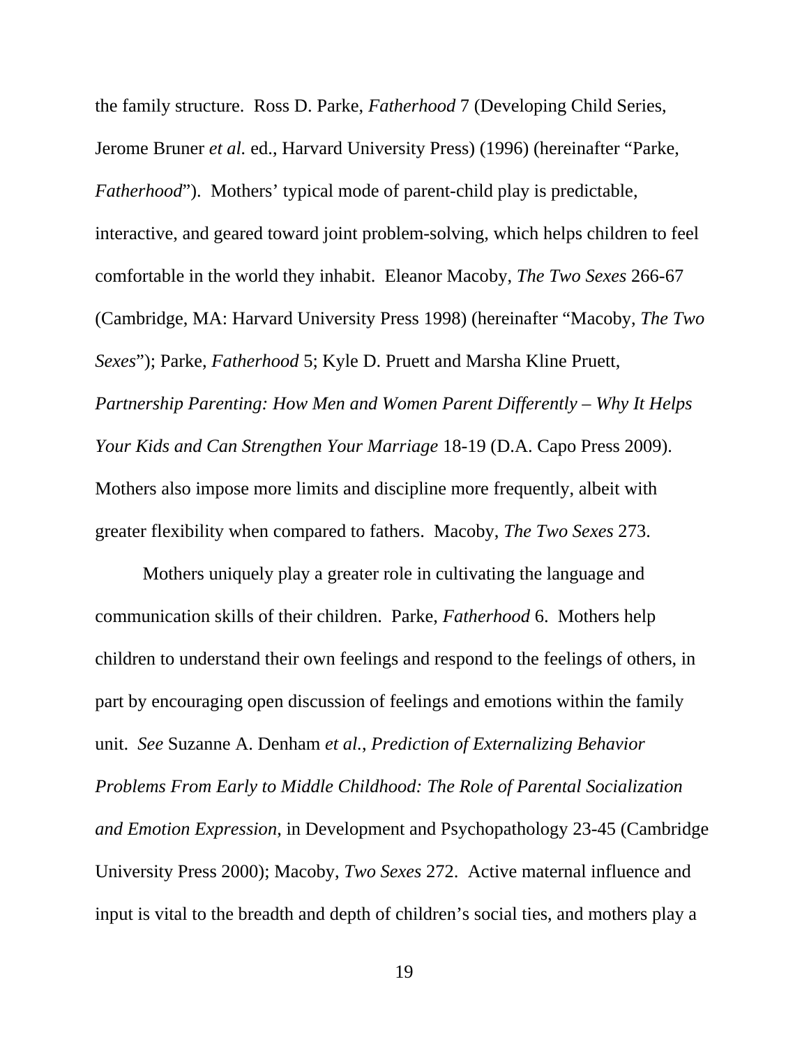the family structure. Ross D. Parke, *Fatherhood* 7 (Developing Child Series, Jerome Bruner *et al.* ed., Harvard University Press) (1996) (hereinafter "Parke, *Fatherhood*"). Mothers' typical mode of parent-child play is predictable, interactive, and geared toward joint problem-solving, which helps children to feel comfortable in the world they inhabit. Eleanor Macoby, *The Two Sexes* 266-67 (Cambridge, MA: Harvard University Press 1998) (hereinafter "Macoby, *The Two Sexes*"); Parke, *Fatherhood* 5; Kyle D. Pruett and Marsha Kline Pruett, *Partnership Parenting: How Men and Women Parent Differently – Why It Helps Your Kids and Can Strengthen Your Marriage* 18-19 (D.A. Capo Press 2009). Mothers also impose more limits and discipline more frequently, albeit with greater flexibility when compared to fathers. Macoby, *The Two Sexes* 273.

Mothers uniquely play a greater role in cultivating the language and communication skills of their children. Parke, *Fatherhood* 6. Mothers help children to understand their own feelings and respond to the feelings of others, in part by encouraging open discussion of feelings and emotions within the family unit. *See* Suzanne A. Denham *et al.*, *Prediction of Externalizing Behavior Problems From Early to Middle Childhood: The Role of Parental Socialization and Emotion Expression*, in Development and Psychopathology 23-45 (Cambridge University Press 2000); Macoby, *Two Sexes* 272. Active maternal influence and input is vital to the breadth and depth of children's social ties, and mothers play a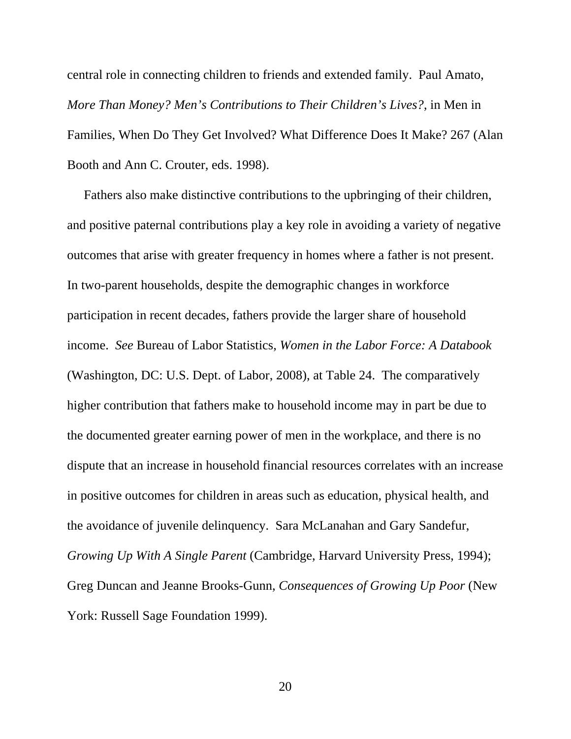central role in connecting children to friends and extended family. Paul Amato, *More Than Money? Men's Contributions to Their Children's Lives?*, in Men in Families, When Do They Get Involved? What Difference Does It Make? 267 (Alan Booth and Ann C. Crouter, eds. 1998).

Fathers also make distinctive contributions to the upbringing of their children, and positive paternal contributions play a key role in avoiding a variety of negative outcomes that arise with greater frequency in homes where a father is not present. In two-parent households, despite the demographic changes in workforce participation in recent decades, fathers provide the larger share of household income. *See* Bureau of Labor Statistics, *Women in the Labor Force: A Databook* (Washington, DC: U.S. Dept. of Labor, 2008), at Table 24. The comparatively higher contribution that fathers make to household income may in part be due to the documented greater earning power of men in the workplace, and there is no dispute that an increase in household financial resources correlates with an increase in positive outcomes for children in areas such as education, physical health, and the avoidance of juvenile delinquency. Sara McLanahan and Gary Sandefur, *Growing Up With A Single Parent* (Cambridge, Harvard University Press, 1994); Greg Duncan and Jeanne Brooks-Gunn, *Consequences of Growing Up Poor* (New York: Russell Sage Foundation 1999).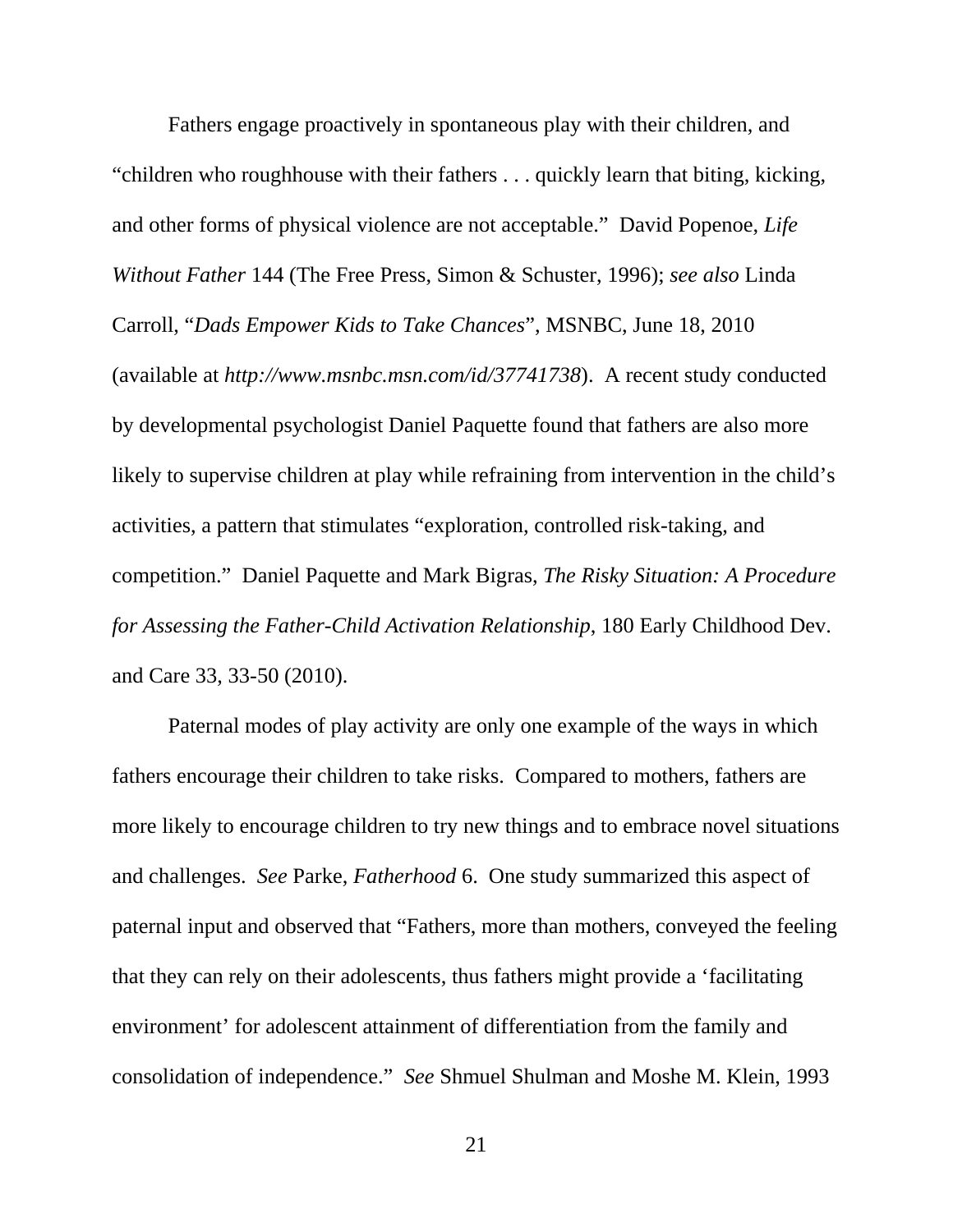Fathers engage proactively in spontaneous play with their children, and "children who roughhouse with their fathers . . . quickly learn that biting, kicking, and other forms of physical violence are not acceptable." David Popenoe, *Life Without Father* 144 (The Free Press, Simon & Schuster, 1996); *see also* Linda Carroll, "*Dads Empower Kids to Take Chances*", MSNBC, June 18, 2010 (available at *http://www.msnbc.msn.com/id/37741738*). A recent study conducted by developmental psychologist Daniel Paquette found that fathers are also more likely to supervise children at play while refraining from intervention in the child's activities, a pattern that stimulates "exploration, controlled risk-taking, and competition." Daniel Paquette and Mark Bigras, *The Risky Situation: A Procedure for Assessing the Father-Child Activation Relationship*, 180 Early Childhood Dev. and Care 33, 33-50 (2010).

Paternal modes of play activity are only one example of the ways in which fathers encourage their children to take risks. Compared to mothers, fathers are more likely to encourage children to try new things and to embrace novel situations and challenges. *See* Parke, *Fatherhood* 6. One study summarized this aspect of paternal input and observed that "Fathers, more than mothers, conveyed the feeling that they can rely on their adolescents, thus fathers might provide a 'facilitating environment' for adolescent attainment of differentiation from the family and consolidation of independence." *See* Shmuel Shulman and Moshe M. Klein, 1993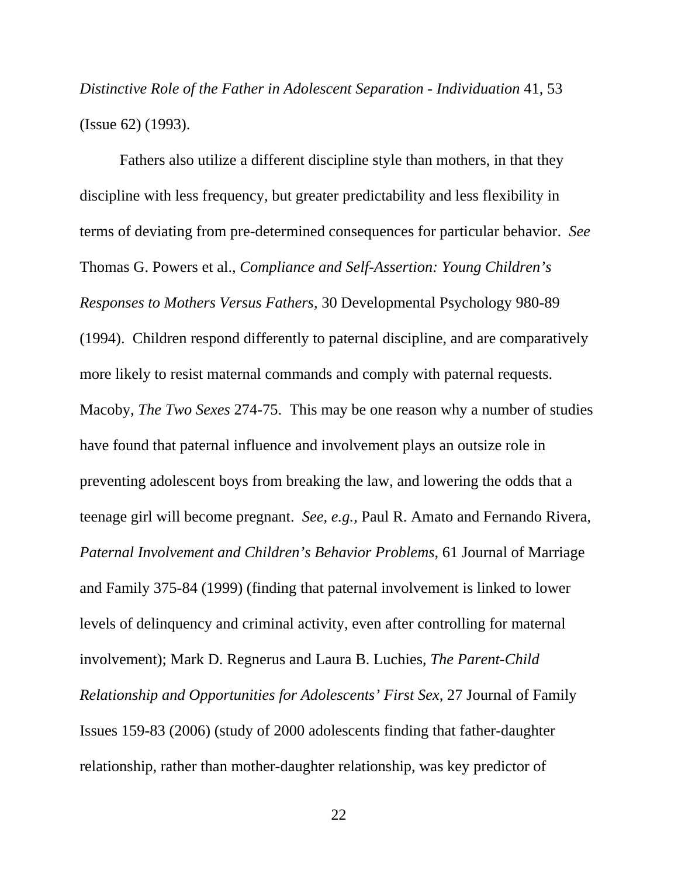*Distinctive Role of the Father in Adolescent Separation - Individuation* 41, 53 (Issue 62) (1993).

Fathers also utilize a different discipline style than mothers, in that they discipline with less frequency, but greater predictability and less flexibility in terms of deviating from pre-determined consequences for particular behavior. *See* Thomas G. Powers et al., *Compliance and Self-Assertion: Young Children's Responses to Mothers Versus Fathers*, 30 Developmental Psychology 980-89 (1994). Children respond differently to paternal discipline, and are comparatively more likely to resist maternal commands and comply with paternal requests. Macoby, *The Two Sexes* 274-75. This may be one reason why a number of studies have found that paternal influence and involvement plays an outsize role in preventing adolescent boys from breaking the law, and lowering the odds that a teenage girl will become pregnant. *See, e.g.,* Paul R. Amato and Fernando Rivera, *Paternal Involvement and Children's Behavior Problems*, 61 Journal of Marriage and Family 375-84 (1999) (finding that paternal involvement is linked to lower levels of delinquency and criminal activity, even after controlling for maternal involvement); Mark D. Regnerus and Laura B. Luchies, *The Parent-Child Relationship and Opportunities for Adolescents' First Sex*, 27 Journal of Family Issues 159-83 (2006) (study of 2000 adolescents finding that father-daughter relationship, rather than mother-daughter relationship, was key predictor of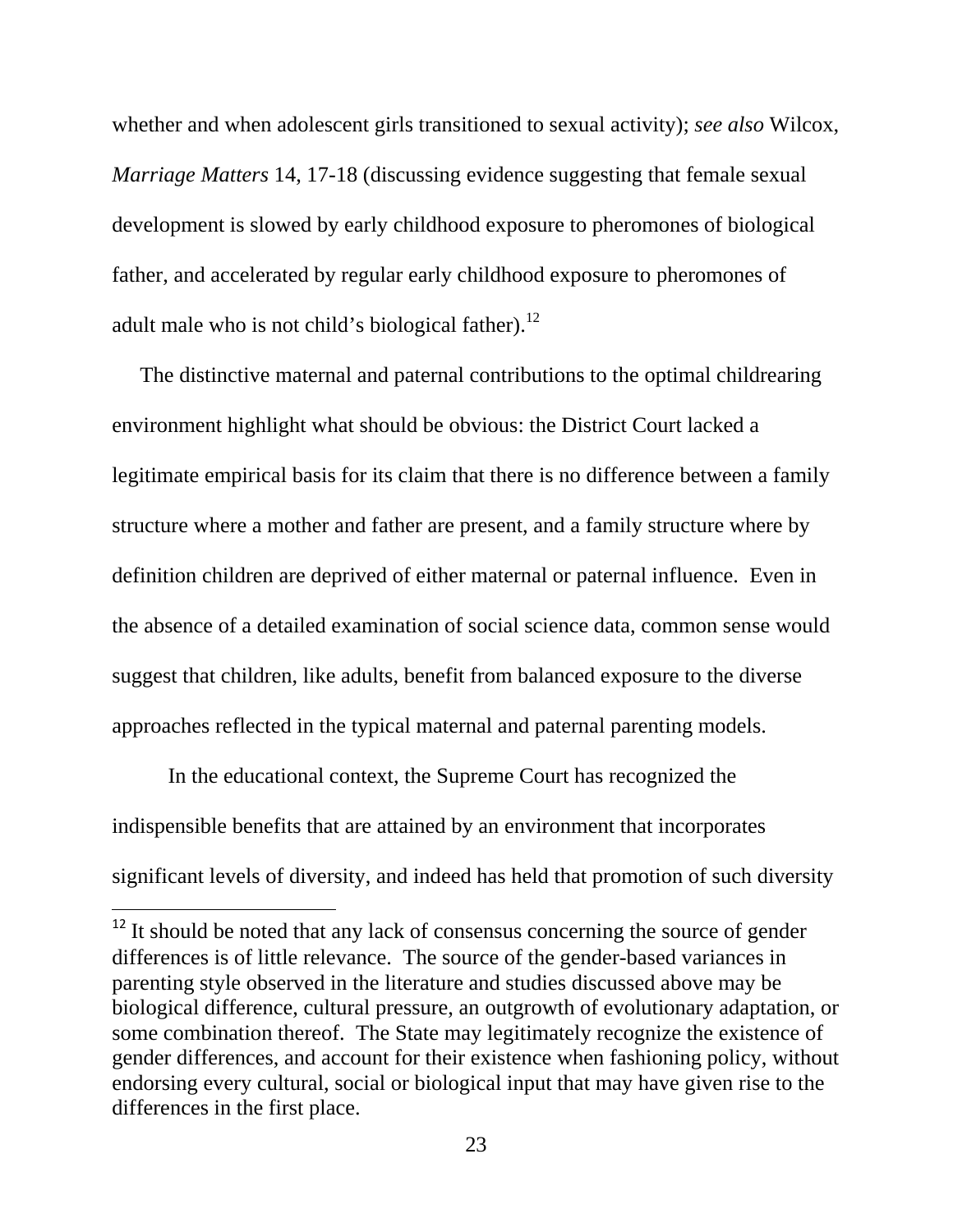whether and when adolescent girls transitioned to sexual activity); *see also* Wilcox, *Marriage Matters* 14, 17-18 (discussing evidence suggesting that female sexual development is slowed by early childhood exposure to pheromones of biological father, and accelerated by regular early childhood exposure to pheromones of adult male who is not child's biological father).[12]

The distinctive maternal and paternal contributions to the optimal childrearing environment highlight what should be obvious: the District Court lacked a legitimate empirical basis for its claim that there is no difference between a family structure where a mother and father are present, and a family structure where by definition children are deprived of either maternal or paternal influence. Even in the absence of a detailed examination of social science data, common sense would suggest that children, like adults, benefit from balanced exposure to the diverse approaches reflected in the typical maternal and paternal parenting models.

In the educational context, the Supreme Court has recognized the indispensible benefits that are attained by an environment that incorporates significant levels of diversity, and indeed has held that promotion of such diversity

---

[12] It should be noted that any lack of consensus concerning the source of gender differences is of little relevance. The source of the gender-based variances in parenting style observed in the literature and studies discussed above may be biological difference, cultural pressure, an outgrowth of evolutionary adaptation, or some combination thereof. The State may legitimately recognize the existence of gender differences, and account for their existence when fashioning policy, without endorsing every cultural, social or biological input that may have given rise to the differences in the first place.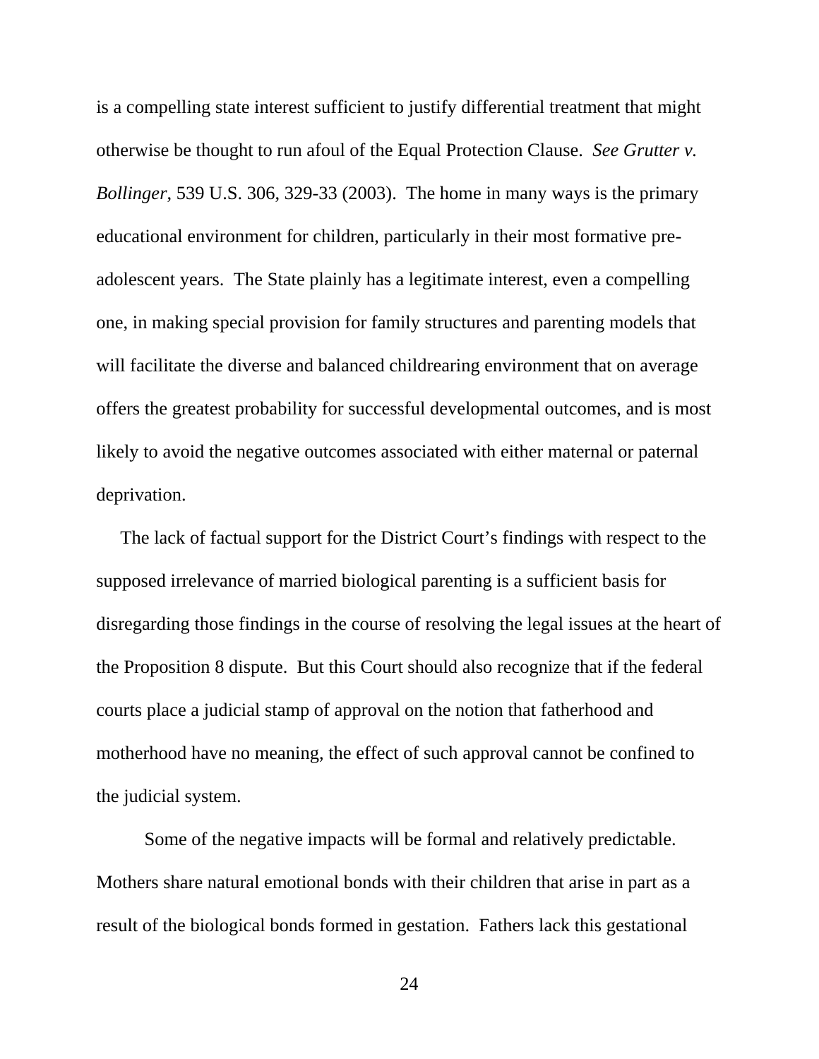is a compelling state interest sufficient to justify differential treatment that might otherwise be thought to run afoul of the Equal Protection Clause. *See Grutter v. Bollinger*, 539 U.S. 306, 329-33 (2003). The home in many ways is the primary educational environment for children, particularly in their most formative pre-adolescent years. The State plainly has a legitimate interest, even a compelling one, in making special provision for family structures and parenting models that will facilitate the diverse and balanced childrearing environment that on average offers the greatest probability for successful developmental outcomes, and is most likely to avoid the negative outcomes associated with either maternal or paternal deprivation.

The lack of factual support for the District Court's findings with respect to the supposed irrelevance of married biological parenting is a sufficient basis for disregarding those findings in the course of resolving the legal issues at the heart of the Proposition 8 dispute. But this Court should also recognize that if the federal courts place a judicial stamp of approval on the notion that fatherhood and motherhood have no meaning, the effect of such approval cannot be confined to the judicial system.

Some of the negative impacts will be formal and relatively predictable. Mothers share natural emotional bonds with their children that arise in part as a result of the biological bonds formed in gestation. Fathers lack this gestational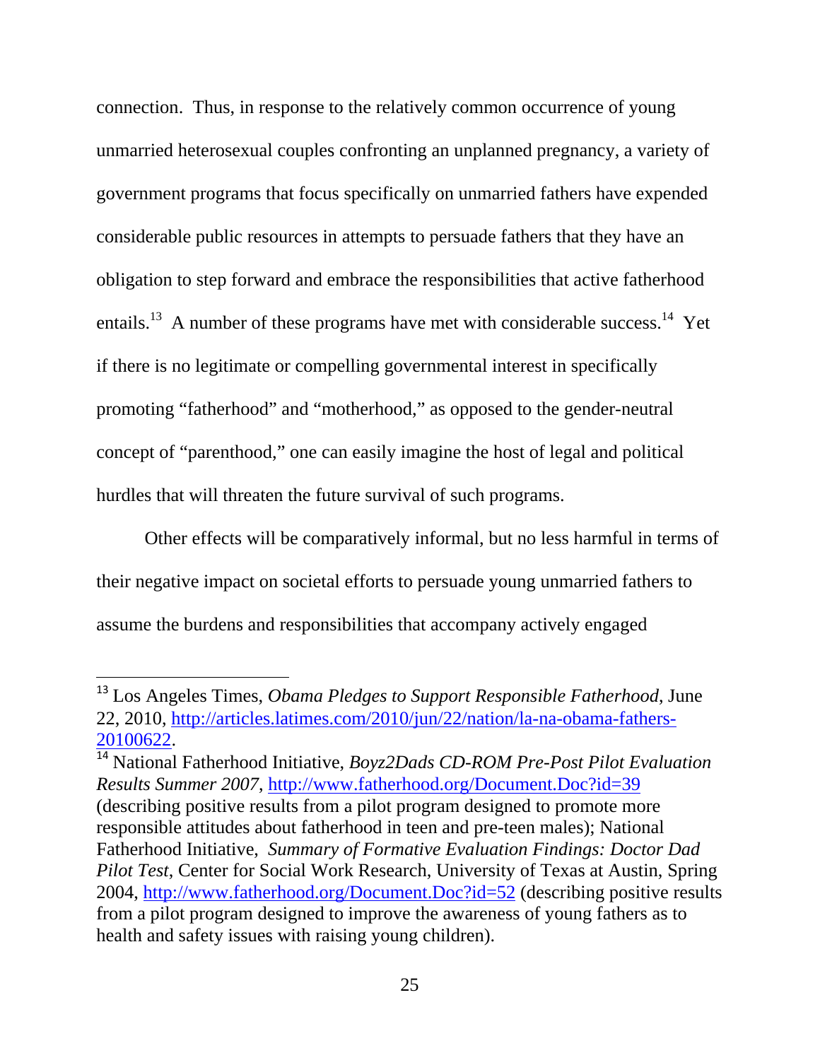connection. Thus, in response to the relatively common occurrence of young unmarried heterosexual couples confronting an unplanned pregnancy, a variety of government programs that focus specifically on unmarried fathers have expended considerable public resources in attempts to persuade fathers that they have an obligation to step forward and embrace the responsibilities that active fatherhood entails.[13] A number of these programs have met with considerable success.[14] Yet if there is no legitimate or compelling governmental interest in specifically promoting "fatherhood" and "motherhood," as opposed to the gender-neutral concept of "parenthood," one can easily imagine the host of legal and political hurdles that will threaten the future survival of such programs.

Other effects will be comparatively informal, but no less harmful in terms of their negative impact on societal efforts to persuade young unmarried fathers to assume the burdens and responsibilities that accompany actively engaged

---

[13] Los Angeles Times, *Obama Pledges to Support Responsible Fatherhood*, June 22, 2010, http://articles.latimes.com/2010/jun/22/nation/la-na-obama-fathers-20100622.

[14] National Fatherhood Initiative, *Boyz2Dads CD-ROM Pre-Post Pilot Evaluation Results Summer 2007*, http://www.fatherhood.org/Document.Doc?id=39 (describing positive results from a pilot program designed to promote more responsible attitudes about fatherhood in teen and pre-teen males); National Fatherhood Initiative, *Summary of Formative Evaluation Findings: Doctor Dad Pilot Test*, Center for Social Work Research, University of Texas at Austin, Spring 2004, http://www.fatherhood.org/Document.Doc?id=52 (describing positive results from a pilot program designed to improve the awareness of young fathers as to health and safety issues with raising young children).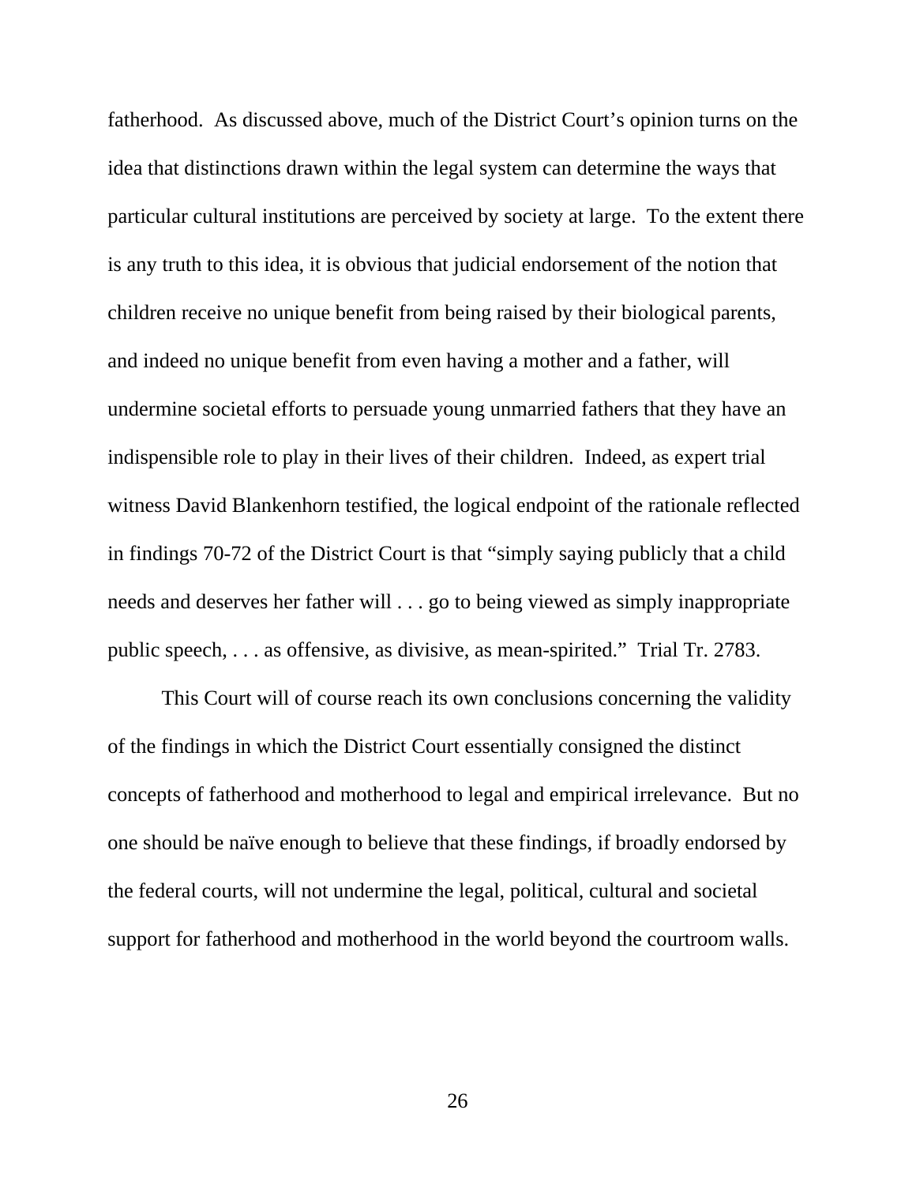fatherhood. As discussed above, much of the District Court's opinion turns on the idea that distinctions drawn within the legal system can determine the ways that particular cultural institutions are perceived by society at large. To the extent there is any truth to this idea, it is obvious that judicial endorsement of the notion that children receive no unique benefit from being raised by their biological parents, and indeed no unique benefit from even having a mother and a father, will undermine societal efforts to persuade young unmarried fathers that they have an indispensible role to play in their lives of their children. Indeed, as expert trial witness David Blankenhorn testified, the logical endpoint of the rationale reflected in findings 70-72 of the District Court is that "simply saying publicly that a child needs and deserves her father will . . . go to being viewed as simply inappropriate public speech, . . . as offensive, as divisive, as mean-spirited." Trial Tr. 2783.

This Court will of course reach its own conclusions concerning the validity of the findings in which the District Court essentially consigned the distinct concepts of fatherhood and motherhood to legal and empirical irrelevance. But no one should be naïve enough to believe that these findings, if broadly endorsed by the federal courts, will not undermine the legal, political, cultural and societal support for fatherhood and motherhood in the world beyond the courtroom walls.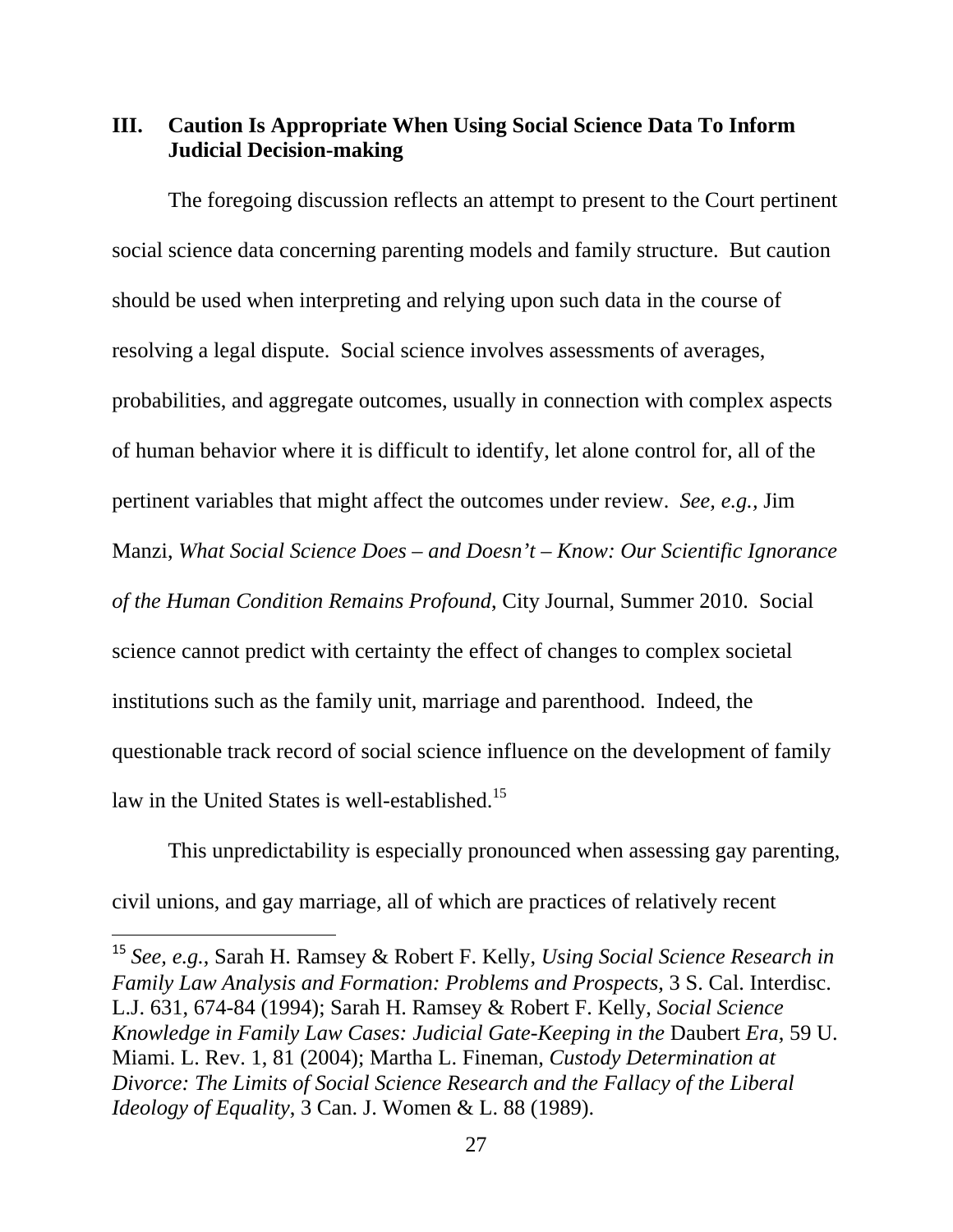## III. Caution Is Appropriate When Using Social Science Data To Inform Judicial Decision-making

The foregoing discussion reflects an attempt to present to the Court pertinent social science data concerning parenting models and family structure. But caution should be used when interpreting and relying upon such data in the course of resolving a legal dispute. Social science involves assessments of averages, probabilities, and aggregate outcomes, usually in connection with complex aspects of human behavior where it is difficult to identify, let alone control for, all of the pertinent variables that might affect the outcomes under review. *See, e.g.*, Jim Manzi, *What Social Science Does – and Doesn't – Know: Our Scientific Ignorance of the Human Condition Remains Profound*, City Journal, Summer 2010. Social science cannot predict with certainty the effect of changes to complex societal institutions such as the family unit, marriage and parenthood. Indeed, the questionable track record of social science influence on the development of family law in the United States is well-established.[15]

This unpredictability is especially pronounced when assessing gay parenting, civil unions, and gay marriage, all of which are practices of relatively recent

---

[15] *See, e.g.*, Sarah H. Ramsey & Robert F. Kelly, *Using Social Science Research in Family Law Analysis and Formation: Problems and Prospects*, 3 S. Cal. Interdisc. L.J. 631, 674-84 (1994); Sarah H. Ramsey & Robert F. Kelly, *Social Science Knowledge in Family Law Cases: Judicial Gate-Keeping in the* Daubert *Era*, 59 U. Miami. L. Rev. 1, 81 (2004); Martha L. Fineman, *Custody Determination at Divorce: The Limits of Social Science Research and the Fallacy of the Liberal Ideology of Equality*, 3 Can. J. Women & L. 88 (1989).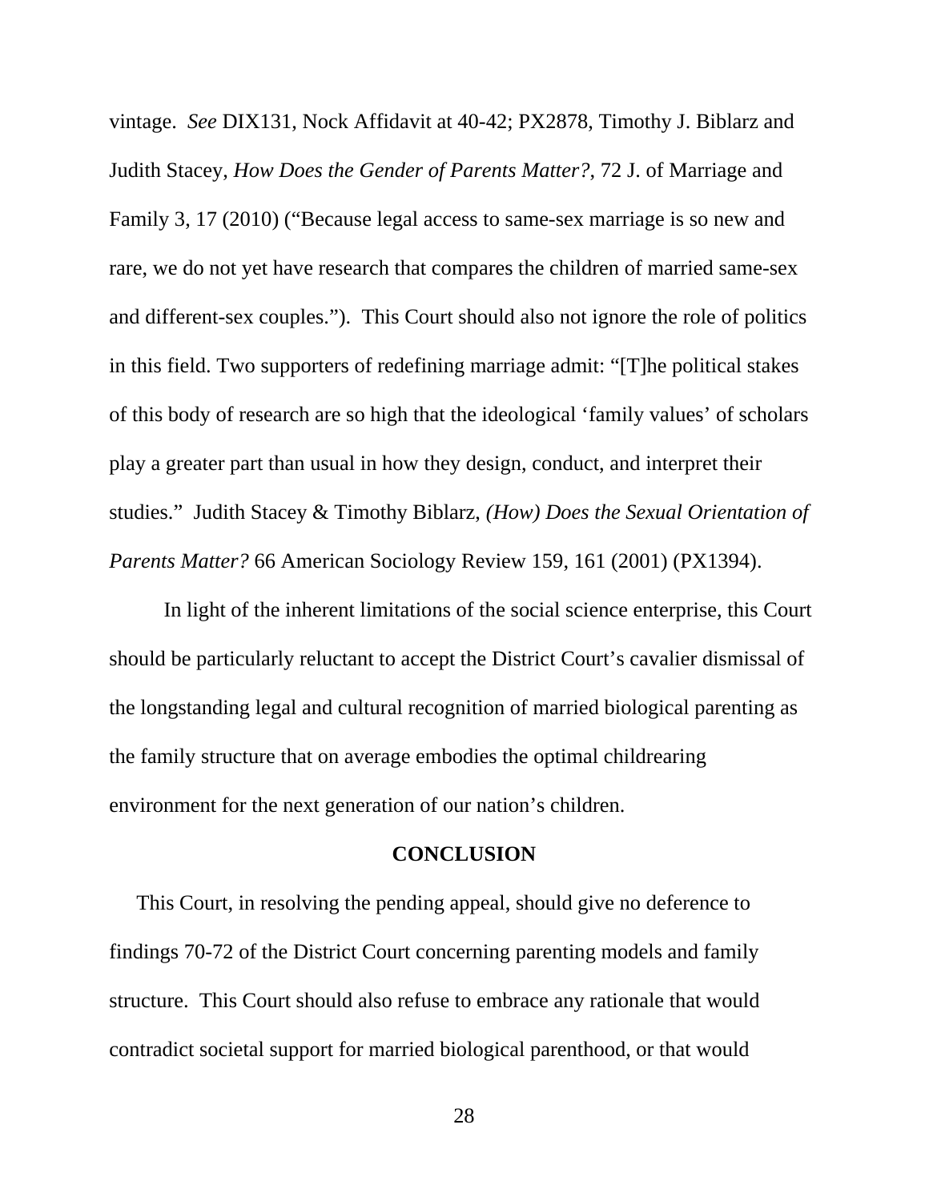vintage. *See* DIX131, Nock Affidavit at 40-42; PX2878, Timothy J. Biblarz and Judith Stacey, *How Does the Gender of Parents Matter?*, 72 J. of Marriage and Family 3, 17 (2010) ("Because legal access to same-sex marriage is so new and rare, we do not yet have research that compares the children of married same-sex and different-sex couples."). This Court should also not ignore the role of politics in this field. Two supporters of redefining marriage admit: "[T]he political stakes of this body of research are so high that the ideological 'family values' of scholars play a greater part than usual in how they design, conduct, and interpret their studies." Judith Stacey & Timothy Biblarz, *(How) Does the Sexual Orientation of Parents Matter?* 66 American Sociology Review 159, 161 (2001) (PX1394).

In light of the inherent limitations of the social science enterprise, this Court should be particularly reluctant to accept the District Court's cavalier dismissal of the longstanding legal and cultural recognition of married biological parenting as the family structure that on average embodies the optimal childrearing environment for the next generation of our nation's children.

## CONCLUSION

This Court, in resolving the pending appeal, should give no deference to findings 70-72 of the District Court concerning parenting models and family structure. This Court should also refuse to embrace any rationale that would contradict societal support for married biological parenthood, or that would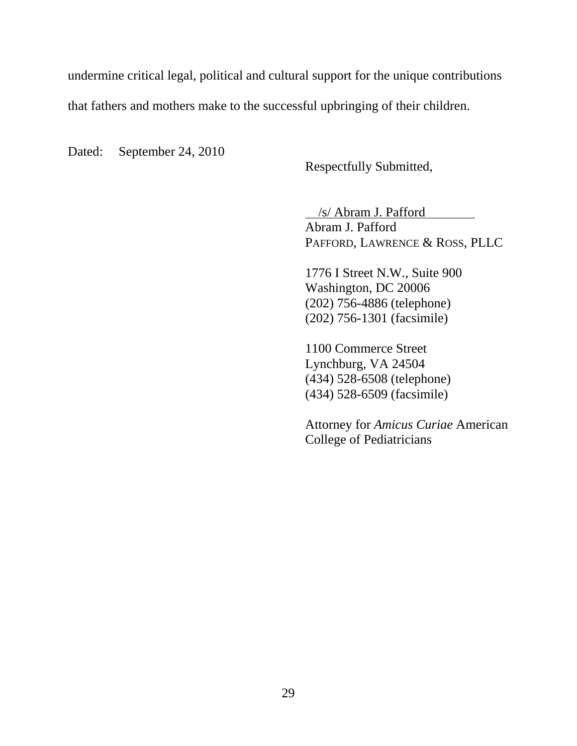undermine critical legal, political and cultural support for the unique contributions that fathers and mothers make to the successful upbringing of their children.

Dated: September 24, 2010

Respectfully Submitted,

/s/ Abram J. Pafford
Abram J. Pafford
PAFFORD, LAWRENCE & ROSS, PLLC

1776 I Street N.W., Suite 900
Washington, DC 20006
(202) 756-4886 (telephone)
(202) 756-1301 (facsimile)

1100 Commerce Street
Lynchburg, VA 24504
(434) 528-6508 (telephone)
(434) 528-6509 (facsimile)

Attorney for *Amicus Curiae* American College of Pediatricians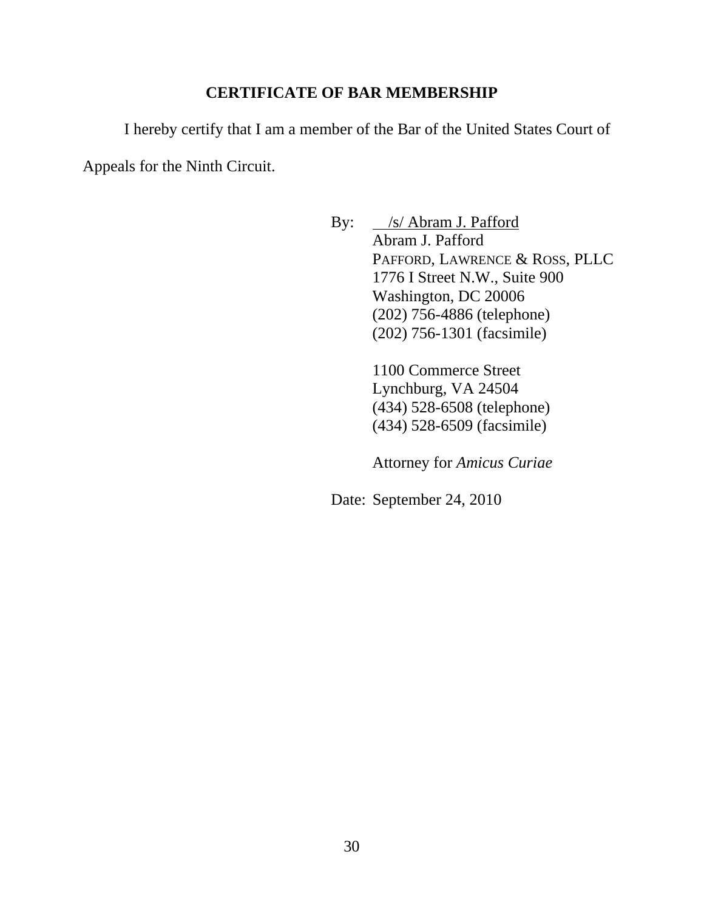## CERTIFICATE OF BAR MEMBERSHIP

I hereby certify that I am a member of the Bar of the United States Court of Appeals for the Ninth Circuit.

By: /s/ Abram J. Pafford
Abram J. Pafford
PAFFORD, LAWRENCE & ROSS, PLLC
1776 I Street N.W., Suite 900
Washington, DC 20006
(202) 756-4886 (telephone)
(202) 756-1301 (facsimile)

1100 Commerce Street
Lynchburg, VA 24504
(434) 528-6508 (telephone)
(434) 528-6509 (facsimile)

Attorney for *Amicus Curiae*

Date: September 24, 2010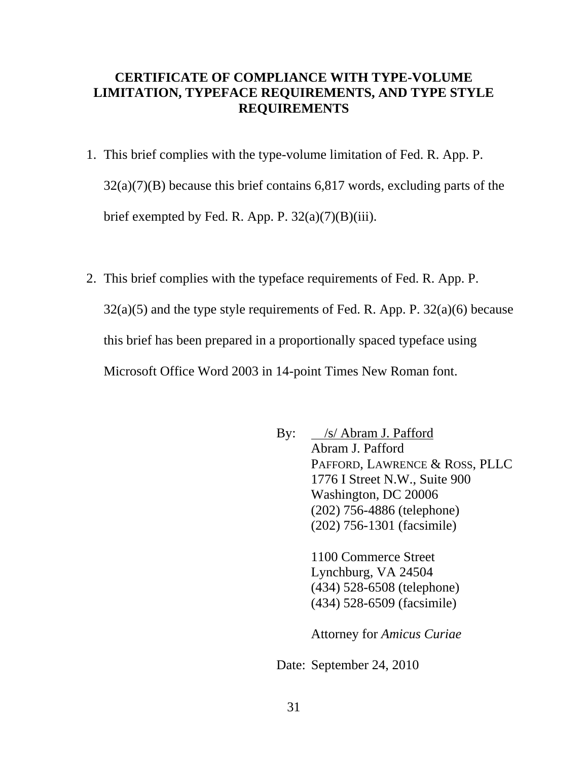## CERTIFICATE OF COMPLIANCE WITH TYPE-VOLUME LIMITATION, TYPEFACE REQUIREMENTS, AND TYPE STYLE REQUIREMENTS

1. This brief complies with the type-volume limitation of Fed. R. App. P. 32(a)(7)(B) because this brief contains 6,817 words, excluding parts of the brief exempted by Fed. R. App. P. 32(a)(7)(B)(iii).

2. This brief complies with the typeface requirements of Fed. R. App. P. 32(a)(5) and the type style requirements of Fed. R. App. P. 32(a)(6) because this brief has been prepared in a proportionally spaced typeface using Microsoft Office Word 2003 in 14-point Times New Roman font.

By: /s/ Abram J. Pafford
Abram J. Pafford
PAFFORD, LAWRENCE & ROSS, PLLC
1776 I Street N.W., Suite 900
Washington, DC 20006
(202) 756-4886 (telephone)
(202) 756-1301 (facsimile)

1100 Commerce Street
Lynchburg, VA 24504
(434) 528-6508 (telephone)
(434) 528-6509 (facsimile)

Attorney for *Amicus Curiae*

Date: September 24, 2010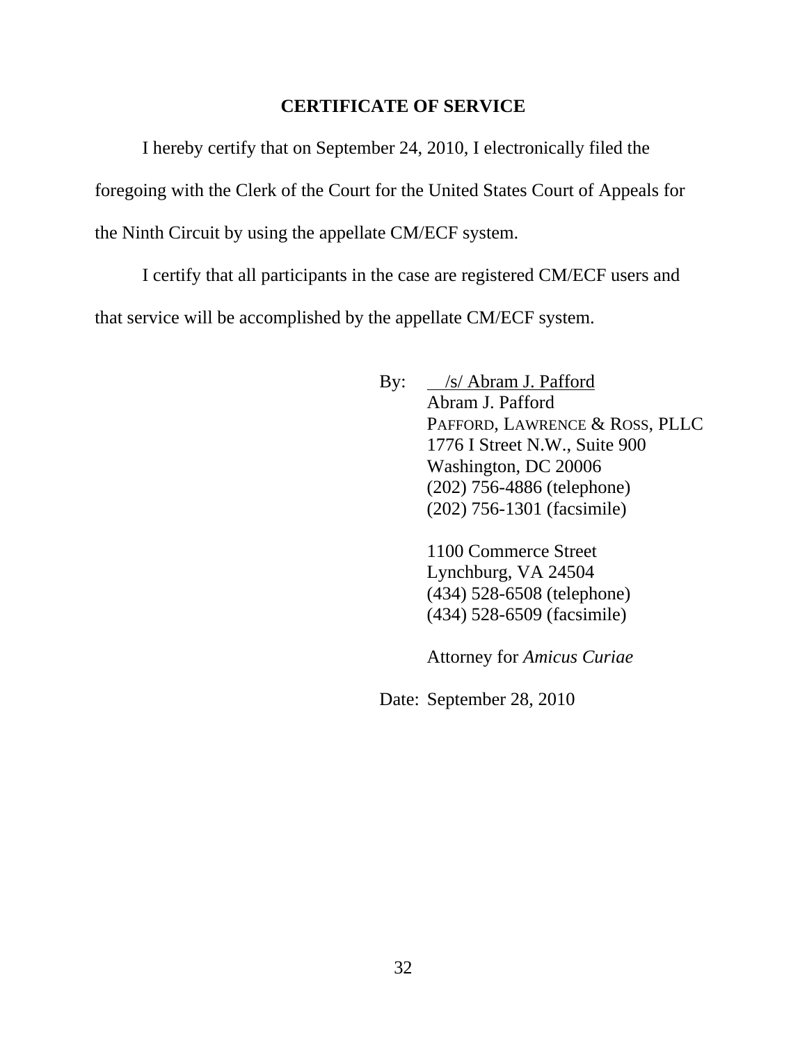## CERTIFICATE OF SERVICE

I hereby certify that on September 24, 2010, I electronically filed the foregoing with the Clerk of the Court for the United States Court of Appeals for the Ninth Circuit by using the appellate CM/ECF system.

I certify that all participants in the case are registered CM/ECF users and that service will be accomplished by the appellate CM/ECF system.

By: /s/ Abram J. Pafford
Abram J. Pafford
PAFFORD, LAWRENCE & ROSS, PLLC
1776 I Street N.W., Suite 900
Washington, DC 20006
(202) 756-4886 (telephone)
(202) 756-1301 (facsimile)

1100 Commerce Street
Lynchburg, VA 24504
(434) 528-6508 (telephone)
(434) 528-6509 (facsimile)

Attorney for *Amicus Curiae*

Date: September 28, 2010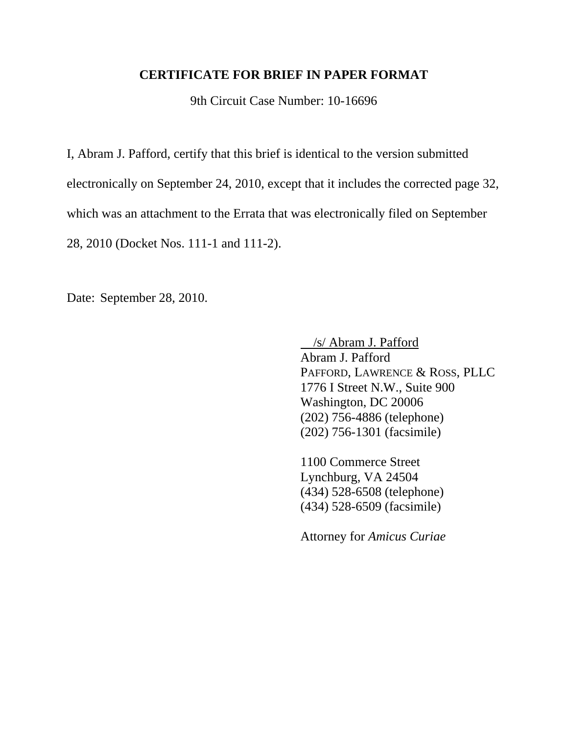**CERTIFICATE FOR BRIEF IN PAPER FORMAT**

9th Circuit Case Number: 10-16696

I, Abram J. Pafford, certify that this brief is identical to the version submitted electronically on September 24, 2010, except that it includes the corrected page 32, which was an attachment to the Errata that was electronically filed on September 28, 2010 (Docket Nos. 111-1 and 111-2).

Date: September 28, 2010.

/s/ Abram J. Pafford
Abram J. Pafford
PAFFORD, LAWRENCE & ROSS, PLLC
1776 I Street N.W., Suite 900
Washington, DC 20006
(202) 756-4886 (telephone)
(202) 756-1301 (facsimile)

1100 Commerce Street
Lynchburg, VA 24504
(434) 528-6508 (telephone)
(434) 528-6509 (facsimile)

Attorney for *Amicus Curiae*